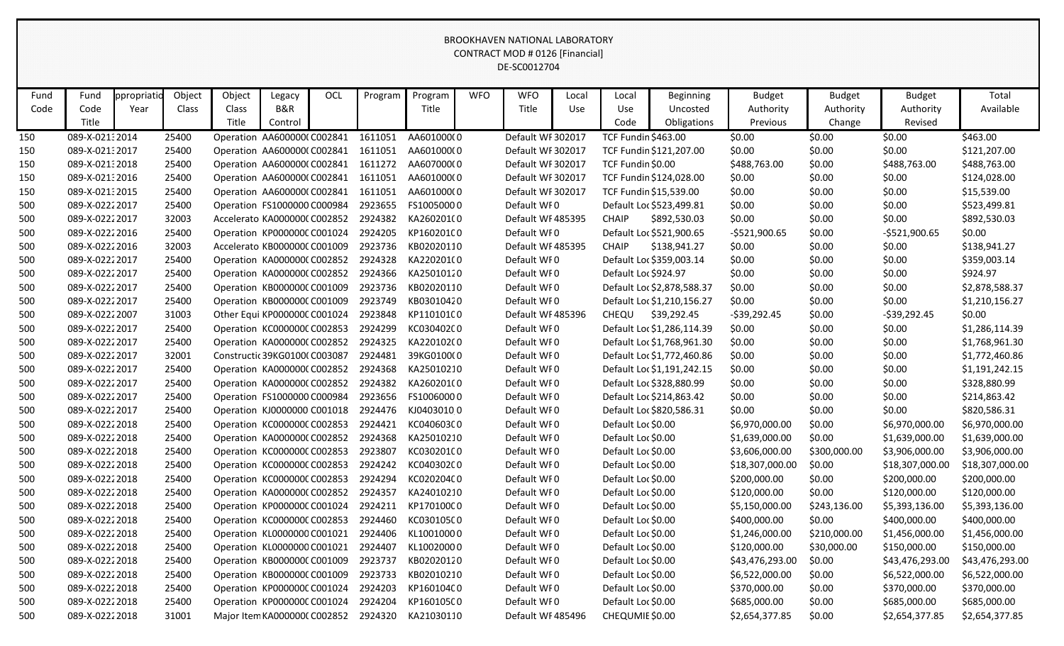BROOKHAVEN NATIONAL LABORATORY
CONTRACT MOD # 0126 [Financial]
DE-SC0012704

| Fund Code | Fund Code Title | ppropriatio Year | Object Class | Object Class Title | Legacy B&R Control | OCL | Program | Program Title | WFO | WFO Title | Local Use | Local Use Code | Beginning Uncosted Obligations | Budget Authority Previous | Budget Authority Change | Budget Authority Revised | Total Available |
|---|---|---|---|---|---|---|---|---|---|---|---|---|---|---|---|---|---|
| 150 | 089-X-0213 | 2014 | 25400 | Operation | AA600000( | C002841 | 1611051 | AA601000( | 0 | Default WF | 302017 | TCF Fundin | $463.00 | $0.00 | $0.00 | $0.00 | $463.00 |
| 150 | 089-X-0213 | 2017 | 25400 | Operation | AA600000( | C002841 | 1611051 | AA601000( | 0 | Default WF | 302017 | TCF Fundin | $121,207.00 | $0.00 | $0.00 | $0.00 | $121,207.00 |
| 150 | 089-X-0213 | 2018 | 25400 | Operation | AA600000( | C002841 | 1611272 | AA607000( | 0 | Default WF | 302017 | TCF Fundin | $0.00 | $488,763.00 | $0.00 | $488,763.00 | $488,763.00 |
| 150 | 089-X-0213 | 2016 | 25400 | Operation | AA600000( | C002841 | 1611051 | AA601000( | 0 | Default WF | 302017 | TCF Fundin | $124,028.00 | $0.00 | $0.00 | $0.00 | $124,028.00 |
| 150 | 089-X-0213 | 2015 | 25400 | Operation | AA600000( | C002841 | 1611051 | AA601000( | 0 | Default WF | 302017 | TCF Fundin | $15,539.00 | $0.00 | $0.00 | $0.00 | $15,539.00 |
| 500 | 089-X-0222 | 2017 | 25400 | Operation | FS1000000 | C000984 | 2923655 | FS1005000 | 0 | Default WF | 0 | Default Loc | $523,499.81 | $0.00 | $0.00 | $0.00 | $523,499.81 |
| 500 | 089-X-0222 | 2017 | 32003 | Accelerato | KA000000( | C002852 | 2924382 | KA260201( | 0 | Default WF | 485395 | CHAIP | $892,530.03 | $0.00 | $0.00 | $0.00 | $892,530.03 |
| 500 | 089-X-0222 | 2016 | 25400 | Operation | KP000000C | C001024 | 2924205 | KP160201C | 0 | Default WF | 0 | Default Loc | $521,900.65 | -$521,900.65 | $0.00 | -$521,900.65 | $0.00 |
| 500 | 089-X-0222 | 2016 | 32003 | Accelerato | KB000000( | C001009 | 2923736 | KB020201 | 0 | Default WF | 485395 | CHAIP | $138,941.27 | $0.00 | $0.00 | $0.00 | $138,941.27 |
| 500 | 089-X-0222 | 2017 | 25400 | Operation | KA000000( | C002852 | 2924328 | KA220201( | 0 | Default WF | 0 | Default Loc | $359,003.14 | $0.00 | $0.00 | $0.00 | $359,003.14 |
| 500 | 089-X-0222 | 2017 | 25400 | Operation | KA000000( | C002852 | 2924366 | KA250101 | 0 | Default WF | 0 | Default Loc | $924.97 | $0.00 | $0.00 | $0.00 | $924.97 |
| 500 | 089-X-0222 | 2017 | 25400 | Operation | KB000000( | C001009 | 2923736 | KB020201 | 0 | Default WF | 0 | Default Loc | $2,878,588.37 | $0.00 | $0.00 | $0.00 | $2,878,588.37 |
| 500 | 089-X-0222 | 2017 | 25400 | Operation | KB000000( | C001009 | 2923749 | KB030104 | 0 | Default WF | 0 | Default Loc | $1,210,156.27 | $0.00 | $0.00 | $0.00 | $1,210,156.27 |
| 500 | 089-X-0222 | 2007 | 31003 | Other Equi | KP000000C | C001024 | 2923848 | KP110101C | 0 | Default WF | 485396 | CHEQU | $39,292.45 | -$39,292.45 | $0.00 | -$39,292.45 | $0.00 |
| 500 | 089-X-0222 | 2017 | 25400 | Operation | KC000000C | C002853 | 2924299 | KC030402C | 0 | Default WF | 0 | Default Loc | $1,286,114.39 | $0.00 | $0.00 | $0.00 | $1,286,114.39 |
| 500 | 089-X-0222 | 2017 | 25400 | Operation | KA000000( | C002852 | 2924325 | KA220102( | 0 | Default WF | 0 | Default Loc | $1,768,961.30 | $0.00 | $0.00 | $0.00 | $1,768,961.30 |
| 500 | 089-X-0222 | 2017 | 32001 | Constructic | 39KG0100( | C003087 | 2924481 | 39KG0100( | 0 | Default WF | 0 | Default Loc | $1,772,460.86 | $0.00 | $0.00 | $0.00 | $1,772,460.86 |
| 500 | 089-X-0222 | 2017 | 25400 | Operation | KA000000( | C002852 | 2924368 | KA250102 | 0 | Default WF | 0 | Default Loc | $1,191,242.15 | $0.00 | $0.00 | $0.00 | $1,191,242.15 |
| 500 | 089-X-0222 | 2017 | 25400 | Operation | KA000000( | C002852 | 2924382 | KA260201( | 0 | Default WF | 0 | Default Loc | $328,880.99 | $0.00 | $0.00 | $0.00 | $328,880.99 |
| 500 | 089-X-0222 | 2017 | 25400 | Operation | FS1000000 | C000984 | 2923656 | FS1006000 | 0 | Default WF | 0 | Default Loc | $214,863.42 | $0.00 | $0.00 | $0.00 | $214,863.42 |
| 500 | 089-X-0222 | 2017 | 25400 | Operation | KJ0000000 | C001018 | 2924476 | KJ0403010 | 0 | Default WF | 0 | Default Loc | $820,586.31 | $0.00 | $0.00 | $0.00 | $820,586.31 |
| 500 | 089-X-0222 | 2018 | 25400 | Operation | KC000000C | C002853 | 2924421 | KC040603C | 0 | Default WF | 0 | Default Loc | $0.00 | $6,970,000.00 | $0.00 | $6,970,000.00 | $6,970,000.00 |
| 500 | 089-X-0222 | 2018 | 25400 | Operation | KA000000( | C002852 | 2924368 | KA250102 | 0 | Default WF | 0 | Default Loc | $0.00 | $1,639,000.00 | $0.00 | $1,639,000.00 | $1,639,000.00 |
| 500 | 089-X-0222 | 2018 | 25400 | Operation | KC000000C | C002853 | 2923807 | KC030201C | 0 | Default WF | 0 | Default Loc | $0.00 | $3,606,000.00 | $300,000.00 | $3,906,000.00 | $3,906,000.00 |
| 500 | 089-X-0222 | 2018 | 25400 | Operation | KC000000C | C002853 | 2924242 | KC040302C | 0 | Default WF | 0 | Default Loc | $0.00 | $18,307,000.00 | $0.00 | $18,307,000.00 | $18,307,000.00 |
| 500 | 089-X-0222 | 2018 | 25400 | Operation | KC000000C | C002853 | 2924294 | KC020204C | 0 | Default WF | 0 | Default Loc | $0.00 | $200,000.00 | $0.00 | $200,000.00 | $200,000.00 |
| 500 | 089-X-0222 | 2018 | 25400 | Operation | KA000000( | C002852 | 2924357 | KA240102 | 0 | Default WF | 0 | Default Loc | $0.00 | $120,000.00 | $0.00 | $120,000.00 | $120,000.00 |
| 500 | 089-X-0222 | 2018 | 25400 | Operation | KP000000C | C001024 | 2924211 | KP170100C | 0 | Default WF | 0 | Default Loc | $0.00 | $5,150,000.00 | $243,136.00 | $5,393,136.00 | $5,393,136.00 |
| 500 | 089-X-0222 | 2018 | 25400 | Operation | KC000000C | C002853 | 2924460 | KC030105C | 0 | Default WF | 0 | Default Loc | $0.00 | $400,000.00 | $0.00 | $400,000.00 | $400,000.00 |
| 500 | 089-X-0222 | 2018 | 25400 | Operation | KL0000000 | C001021 | 2924406 | KL1001000 | 0 | Default WF | 0 | Default Loc | $0.00 | $1,246,000.00 | $210,000.00 | $1,456,000.00 | $1,456,000.00 |
| 500 | 089-X-0222 | 2018 | 25400 | Operation | KL0000000 | C001021 | 2924407 | KL1002000 | 0 | Default WF | 0 | Default Loc | $0.00 | $120,000.00 | $30,000.00 | $150,000.00 | $150,000.00 |
| 500 | 089-X-0222 | 2018 | 25400 | Operation | KB000000( | C001009 | 2923737 | KB020201 | 0 | Default WF | 0 | Default Loc | $0.00 | $43,476,293.00 | $0.00 | $43,476,293.00 | $43,476,293.00 |
| 500 | 089-X-0222 | 2018 | 25400 | Operation | KB000000( | C001009 | 2923733 | KB020102 | 0 | Default WF | 0 | Default Loc | $0.00 | $6,522,000.00 | $0.00 | $6,522,000.00 | $6,522,000.00 |
| 500 | 089-X-0222 | 2018 | 25400 | Operation | KP000000C | C001024 | 2924203 | KP160104C | 0 | Default WF | 0 | Default Loc | $0.00 | $370,000.00 | $0.00 | $370,000.00 | $370,000.00 |
| 500 | 089-X-0222 | 2018 | 25400 | Operation | KP000000C | C001024 | 2924204 | KP160105C | 0 | Default WF | 0 | Default Loc | $0.00 | $685,000.00 | $0.00 | $685,000.00 | $685,000.00 |
| 500 | 089-X-0222 | 2018 | 31001 | Major Item | KA000000( | C002852 | 2924320 | KA210301 | 0 | Default WF | 485496 | CHEQUMIE | $0.00 | $2,654,377.85 | $0.00 | $2,654,377.85 | $2,654,377.85 |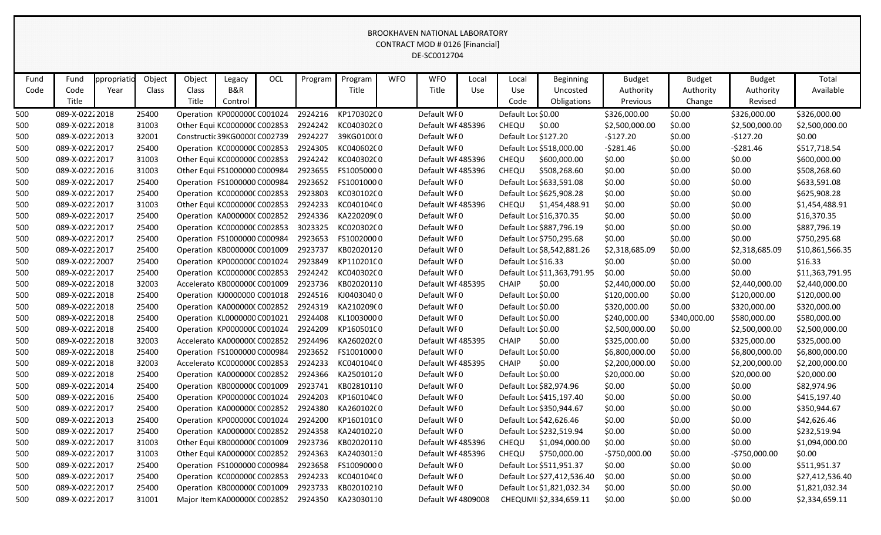BROOKHAVEN NATIONAL LABORATORY
CONTRACT MOD # 0126 [Financial]
DE-SC0012704

| Fund Code | Fund Code Title | ppropriatio Year | Object Class | Object Class Title | Legacy B&R Control | OCL | Program | Program Title | WFO | WFO Title | Local Use | Local Use Code | Beginning Uncosted Obligations | Budget Authority Previous | Budget Authority Change | Budget Authority Revised | Total Available |
|---|---|---|---|---|---|---|---|---|---|---|---|---|---|---|---|---|---|
| 500 | 089-X-0222 | 2018 | 25400 | Operation | KP0000000 | C001024 | 2924216 | KP170302C | 0 | Default WF | 0 | Default Loc | $0.00 | $326,000.00 | $0.00 | $326,000.00 | $326,000.00 |
| 500 | 089-X-0222 | 2018 | 31003 | Other Equi | KC0000000 | C002853 | 2924242 | KC040302C | 0 | Default WF | 485396 | CHEQU | $0.00 | $2,500,000.00 | $0.00 | $2,500,000.00 | $2,500,000.00 |
| 500 | 089-X-0222 | 2013 | 32001 | Constructio | 39KG0000 | C002739 | 2924227 | 39KG0100 | 0 | Default WF | 0 | Default Loc | $127.20 | -$127.20 | $0.00 | -$127.20 | $0.00 |
| 500 | 089-X-0222 | 2017 | 25400 | Operation | KC0000000 | C002853 | 2924305 | KC040602C | 0 | Default WF | 0 | Default Loc | $518,000.00 | -$281.46 | $0.00 | -$281.46 | $517,718.54 |
| 500 | 089-X-0222 | 2017 | 31003 | Other Equi | KC0000000 | C002853 | 2924242 | KC040302C | 0 | Default WF | 485396 | CHEQU | $600,000.00 | $0.00 | $0.00 | $0.00 | $600,000.00 |
| 500 | 089-X-0222 | 2016 | 31003 | Other Equi | FS1000000 | C000984 | 2923655 | FS1005000 | 0 | Default WF | 485396 | CHEQU | $508,268.60 | $0.00 | $0.00 | $0.00 | $508,268.60 |
| 500 | 089-X-0222 | 2017 | 25400 | Operation | FS1000000 | C000984 | 2923652 | FS1001000 | 0 | Default WF | 0 | Default Loc | $633,591.08 | $0.00 | $0.00 | $0.00 | $633,591.08 |
| 500 | 089-X-0222 | 2017 | 25400 | Operation | KC0000000 | C002853 | 2923803 | KC030102C | 0 | Default WF | 0 | Default Loc | $625,908.28 | $0.00 | $0.00 | $0.00 | $625,908.28 |
| 500 | 089-X-0222 | 2017 | 31003 | Other Equi | KC0000000 | C002853 | 2924233 | KC040104C | 0 | Default WF | 485396 | CHEQU | $1,454,488.91 | $0.00 | $0.00 | $0.00 | $1,454,488.91 |
| 500 | 089-X-0222 | 2017 | 25400 | Operation | KA0000000 | C002852 | 2924336 | KA220209C | 0 | Default WF | 0 | Default Loc | $16,370.35 | $0.00 | $0.00 | $0.00 | $16,370.35 |
| 500 | 089-X-0222 | 2017 | 25400 | Operation | KC0000000 | C002853 | 3023325 | KC020302C | 0 | Default WF | 0 | Default Loc | $887,796.19 | $0.00 | $0.00 | $0.00 | $887,796.19 |
| 500 | 089-X-0222 | 2017 | 25400 | Operation | FS1000000 | C000984 | 2923653 | FS1002000 | 0 | Default WF | 0 | Default Loc | $750,295.68 | $0.00 | $0.00 | $0.00 | $750,295.68 |
| 500 | 089-X-0222 | 2017 | 25400 | Operation | KB0000000 | C001009 | 2923737 | KB0202012 | 0 | Default WF | 0 | Default Loc | $8,542,881.26 | $2,318,685.09 | $0.00 | $2,318,685.09 | $10,861,566.35 |
| 500 | 089-X-0222 | 2007 | 25400 | Operation | KP0000000 | C001024 | 2923849 | KP110201C | 0 | Default WF | 0 | Default Loc | $16.33 | $0.00 | $0.00 | $0.00 | $16.33 |
| 500 | 089-X-0222 | 2017 | 25400 | Operation | KC0000000 | C002853 | 2924242 | KC040302C | 0 | Default WF | 0 | Default Loc | $11,363,791.95 | $0.00 | $0.00 | $0.00 | $11,363,791.95 |
| 500 | 089-X-0222 | 2018 | 32003 | Accelerato | KB0000000 | C001009 | 2923736 | KB0202011 | 0 | Default WF | 485395 | CHAIP | $0.00 | $2,440,000.00 | $0.00 | $2,440,000.00 | $2,440,000.00 |
| 500 | 089-X-0222 | 2018 | 25400 | Operation | KJ0000000 | C001018 | 2924516 | KJ0403040 | 0 | Default WF | 0 | Default Loc | $0.00 | $120,000.00 | $0.00 | $120,000.00 | $120,000.00 |
| 500 | 089-X-0222 | 2018 | 25400 | Operation | KA0000000 | C002852 | 2924319 | KA210209C | 0 | Default WF | 0 | Default Loc | $0.00 | $320,000.00 | $0.00 | $320,000.00 | $320,000.00 |
| 500 | 089-X-0222 | 2018 | 25400 | Operation | KL0000000 | C001021 | 2924408 | KL1003000 | 0 | Default WF | 0 | Default Loc | $0.00 | $240,000.00 | $340,000.00 | $580,000.00 | $580,000.00 |
| 500 | 089-X-0222 | 2018 | 25400 | Operation | KP0000000 | C001024 | 2924209 | KP160501C | 0 | Default WF | 0 | Default Loc | $0.00 | $2,500,000.00 | $0.00 | $2,500,000.00 | $2,500,000.00 |
| 500 | 089-X-0222 | 2018 | 32003 | Accelerato | KA0000000 | C002852 | 2924496 | KA260202C | 0 | Default WF | 485395 | CHAIP | $0.00 | $325,000.00 | $0.00 | $325,000.00 | $325,000.00 |
| 500 | 089-X-0222 | 2018 | 25400 | Operation | FS1000000 | C000984 | 2923652 | FS1001000 | 0 | Default WF | 0 | Default Loc | $0.00 | $6,800,000.00 | $0.00 | $6,800,000.00 | $6,800,000.00 |
| 500 | 089-X-0222 | 2018 | 32003 | Accelerato | KC0000000 | C002853 | 2924233 | KC040104C | 0 | Default WF | 485395 | CHAIP | $0.00 | $2,200,000.00 | $0.00 | $2,200,000.00 | $2,200,000.00 |
| 500 | 089-X-0222 | 2018 | 25400 | Operation | KA0000000 | C002852 | 2924366 | KA2501012 | 0 | Default WF | 0 | Default Loc | $0.00 | $20,000.00 | $0.00 | $20,000.00 | $20,000.00 |
| 500 | 089-X-0222 | 2014 | 25400 | Operation | KB0000000 | C001009 | 2923741 | KB0281011 | 0 | Default WF | 0 | Default Loc | $82,974.96 | $0.00 | $0.00 | $0.00 | $82,974.96 |
| 500 | 089-X-0222 | 2016 | 25400 | Operation | KP0000000 | C001024 | 2924203 | KP160104C | 0 | Default WF | 0 | Default Loc | $415,197.40 | $0.00 | $0.00 | $0.00 | $415,197.40 |
| 500 | 089-X-0222 | 2017 | 25400 | Operation | KA0000000 | C002852 | 2924380 | KA260102C | 0 | Default WF | 0 | Default Loc | $350,944.67 | $0.00 | $0.00 | $0.00 | $350,944.67 |
| 500 | 089-X-0222 | 2013 | 25400 | Operation | KP0000000 | C001024 | 2924200 | KP160101C | 0 | Default WF | 0 | Default Loc | $42,626.46 | $0.00 | $0.00 | $0.00 | $42,626.46 |
| 500 | 089-X-0222 | 2017 | 25400 | Operation | KA0000000 | C002852 | 2924358 | KA2401022 | 0 | Default WF | 0 | Default Loc | $232,519.94 | $0.00 | $0.00 | $0.00 | $232,519.94 |
| 500 | 089-X-0222 | 2017 | 31003 | Other Equi | KB0000000 | C001009 | 2923736 | KB0202011 | 0 | Default WF | 485396 | CHEQU | $1,094,000.00 | $0.00 | $0.00 | $0.00 | $1,094,000.00 |
| 500 | 089-X-0222 | 2017 | 31003 | Other Equi | KA0000000 | C002852 | 2924363 | KA2403013 | 0 | Default WF | 485396 | CHEQU | $750,000.00 | -$750,000.00 | $0.00 | -$750,000.00 | $0.00 |
| 500 | 089-X-0222 | 2017 | 25400 | Operation | FS1000000 | C000984 | 2923658 | FS1009000 | 0 | Default WF | 0 | Default Loc | $511,951.37 | $0.00 | $0.00 | $0.00 | $511,951.37 |
| 500 | 089-X-0222 | 2017 | 25400 | Operation | KC0000000 | C002853 | 2924233 | KC040104C | 0 | Default WF | 0 | Default Loc | $27,412,536.40 | $0.00 | $0.00 | $0.00 | $27,412,536.40 |
| 500 | 089-X-0222 | 2017 | 25400 | Operation | KB0000000 | C001009 | 2923733 | KB0201021 | 0 | Default WF | 0 | Default Loc | $1,821,032.34 | $0.00 | $0.00 | $0.00 | $1,821,032.34 |
| 500 | 089-X-0222 | 2017 | 31001 | Major Item | KA0000000 | C002852 | 2924350 | KA2303011 | 0 | Default WF | 4809008 | CHEQUMI | $2,334,659.11 | $0.00 | $0.00 | $0.00 | $2,334,659.11 |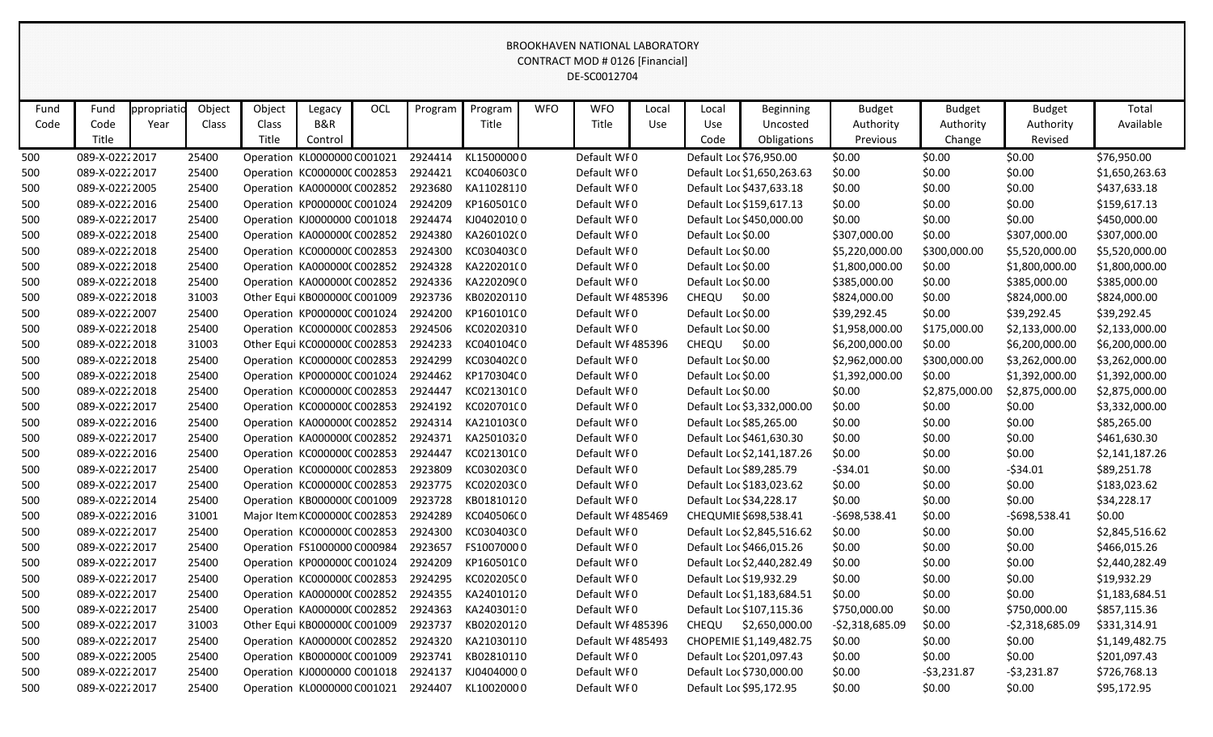BROOKHAVEN NATIONAL LABORATORY
CONTRACT MOD # 0126 [Financial]
DE-SC0012704

| Fund Code | Fund Code Title | ppropriatio Year | Object Class | Object Class Title | Legacy B&R Control | OCL | Program | Program Title | WFO | WFO Title | Local Use | Local Use Code | Beginning Uncosted Obligations | Budget Authority Previous | Budget Authority Change | Budget Authority Revised | Total Available |
|---|---|---|---|---|---|---|---|---|---|---|---|---|---|---|---|---|---|
| 500 | 089-X-0222 | 2017 | 25400 | Operation | KL0000000 | C001021 | 2924414 | KL1500000 | 0 | Default WF | 0 | Default Loc | $76,950.00 | $0.00 | $0.00 | $0.00 | $76,950.00 |
| 500 | 089-X-0222 | 2017 | 25400 | Operation | KC000000C | C002853 | 2924421 | KC040603C | 0 | Default WF | 0 | Default Loc | $1,650,263.63 | $0.00 | $0.00 | $0.00 | $1,650,263.63 |
| 500 | 089-X-0222 | 2005 | 25400 | Operation | KA000000C | C002852 | 2923680 | KA1102811 | 0 | Default WF | 0 | Default Loc | $437,633.18 | $0.00 | $0.00 | $0.00 | $437,633.18 |
| 500 | 089-X-0222 | 2016 | 25400 | Operation | KP000000C | C001024 | 2924209 | KP160501C | 0 | Default WF | 0 | Default Loc | $159,617.13 | $0.00 | $0.00 | $0.00 | $159,617.13 |
| 500 | 089-X-0222 | 2017 | 25400 | Operation | KJ0000000 | C001018 | 2924474 | KJ0402010 | 0 | Default WF | 0 | Default Loc | $450,000.00 | $0.00 | $0.00 | $0.00 | $450,000.00 |
| 500 | 089-X-0222 | 2018 | 25400 | Operation | KA000000C | C002852 | 2924380 | KA260102C | 0 | Default WF | 0 | Default Loc | $0.00 | $307,000.00 | $0.00 | $307,000.00 | $307,000.00 |
| 500 | 089-X-0222 | 2018 | 25400 | Operation | KC000000C | C002853 | 2924300 | KC030403C | 0 | Default WF | 0 | Default Loc | $0.00 | $5,220,000.00 | $300,000.00 | $5,520,000.00 | $5,520,000.00 |
| 500 | 089-X-0222 | 2018 | 25400 | Operation | KA000000C | C002852 | 2924328 | KA220201C | 0 | Default WF | 0 | Default Loc | $0.00 | $1,800,000.00 | $0.00 | $1,800,000.00 | $1,800,000.00 |
| 500 | 089-X-0222 | 2018 | 25400 | Operation | KA000000C | C002852 | 2924336 | KA220209C | 0 | Default WF | 0 | Default Loc | $0.00 | $385,000.00 | $0.00 | $385,000.00 | $385,000.00 |
| 500 | 089-X-0222 | 2018 | 31003 | Other Equi | KB000000C | C001009 | 2923736 | KB0202011 | 0 | Default WF | 485396 | CHEQU | $0.00 | $824,000.00 | $0.00 | $824,000.00 | $824,000.00 |
| 500 | 089-X-0222 | 2007 | 25400 | Operation | KP000000C | C001024 | 2924200 | KP160101C | 0 | Default WF | 0 | Default Loc | $0.00 | $39,292.45 | $0.00 | $39,292.45 | $39,292.45 |
| 500 | 089-X-0222 | 2018 | 25400 | Operation | KC000000C | C002853 | 2924506 | KC0202031 | 0 | Default WF | 0 | Default Loc | $0.00 | $1,958,000.00 | $175,000.00 | $2,133,000.00 | $2,133,000.00 |
| 500 | 089-X-0222 | 2018 | 31003 | Other Equi | KC000000C | C002853 | 2924233 | KC040104C | 0 | Default WF | 485396 | CHEQU | $0.00 | $6,200,000.00 | $0.00 | $6,200,000.00 | $6,200,000.00 |
| 500 | 089-X-0222 | 2018 | 25400 | Operation | KC000000C | C002853 | 2924299 | KC030402C | 0 | Default WF | 0 | Default Loc | $0.00 | $2,962,000.00 | $300,000.00 | $3,262,000.00 | $3,262,000.00 |
| 500 | 089-X-0222 | 2018 | 25400 | Operation | KP000000C | C001024 | 2924462 | KP170304C | 0 | Default WF | 0 | Default Loc | $0.00 | $1,392,000.00 | $0.00 | $1,392,000.00 | $1,392,000.00 |
| 500 | 089-X-0222 | 2018 | 25400 | Operation | KC000000C | C002853 | 2924447 | KC021301C | 0 | Default WF | 0 | Default Loc | $0.00 | $0.00 | $2,875,000.00 | $2,875,000.00 | $2,875,000.00 |
| 500 | 089-X-0222 | 2017 | 25400 | Operation | KC000000C | C002853 | 2924192 | KC020701C | 0 | Default WF | 0 | Default Loc | $3,332,000.00 | $0.00 | $0.00 | $0.00 | $3,332,000.00 |
| 500 | 089-X-0222 | 2016 | 25400 | Operation | KA000000C | C002852 | 2924314 | KA210103C | 0 | Default WF | 0 | Default Loc | $85,265.00 | $0.00 | $0.00 | $0.00 | $85,265.00 |
| 500 | 089-X-0222 | 2017 | 25400 | Operation | KA000000C | C002852 | 2924371 | KA2501032 | 0 | Default WF | 0 | Default Loc | $461,630.30 | $0.00 | $0.00 | $0.00 | $461,630.30 |
| 500 | 089-X-0222 | 2016 | 25400 | Operation | KC000000C | C002853 | 2924447 | KC021301C | 0 | Default WF | 0 | Default Loc | $2,141,187.26 | $0.00 | $0.00 | $0.00 | $2,141,187.26 |
| 500 | 089-X-0222 | 2017 | 25400 | Operation | KC000000C | C002853 | 2923809 | KC030203C | 0 | Default WF | 0 | Default Loc | $89,285.79 | -$34.01 | $0.00 | -$34.01 | $89,251.78 |
| 500 | 089-X-0222 | 2017 | 25400 | Operation | KC000000C | C002853 | 2923775 | KC020203C | 0 | Default WF | 0 | Default Loc | $183,023.62 | $0.00 | $0.00 | $0.00 | $183,023.62 |
| 500 | 089-X-0222 | 2014 | 25400 | Operation | KB000000C | C001009 | 2923728 | KB0181012 | 0 | Default WF | 0 | Default Loc | $34,228.17 | $0.00 | $0.00 | $0.00 | $34,228.17 |
| 500 | 089-X-0222 | 2016 | 31001 | Major Item | KC000000C | C002853 | 2924289 | KC040506C | 0 | Default WF | 485469 | CHEQUMIE | $698,538.41 | -$698,538.41 | $0.00 | -$698,538.41 | $0.00 |
| 500 | 089-X-0222 | 2017 | 25400 | Operation | KC000000C | C002853 | 2924300 | KC030403C | 0 | Default WF | 0 | Default Loc | $2,845,516.62 | $0.00 | $0.00 | $0.00 | $2,845,516.62 |
| 500 | 089-X-0222 | 2017 | 25400 | Operation | FS1000000 | C000984 | 2923657 | FS1007000 | 0 | Default WF | 0 | Default Loc | $466,015.26 | $0.00 | $0.00 | $0.00 | $466,015.26 |
| 500 | 089-X-0222 | 2017 | 25400 | Operation | KP000000C | C001024 | 2924209 | KP160501C | 0 | Default WF | 0 | Default Loc | $2,440,282.49 | $0.00 | $0.00 | $0.00 | $2,440,282.49 |
| 500 | 089-X-0222 | 2017 | 25400 | Operation | KC000000C | C002853 | 2924295 | KC020205C | 0 | Default WF | 0 | Default Loc | $19,932.29 | $0.00 | $0.00 | $0.00 | $19,932.29 |
| 500 | 089-X-0222 | 2017 | 25400 | Operation | KA000000C | C002852 | 2924355 | KA2401012 | 0 | Default WF | 0 | Default Loc | $1,183,684.51 | $0.00 | $0.00 | $0.00 | $1,183,684.51 |
| 500 | 089-X-0222 | 2017 | 25400 | Operation | KA000000C | C002852 | 2924363 | KA2403013 | 0 | Default WF | 0 | Default Loc | $107,115.36 | $750,000.00 | $0.00 | $750,000.00 | $857,115.36 |
| 500 | 089-X-0222 | 2017 | 31003 | Other Equi | KB000000C | C001009 | 2923737 | KB0202012 | 0 | Default WF | 485396 | CHEQU | $2,650,000.00 | -$2,318,685.09 | $0.00 | -$2,318,685.09 | $331,314.91 |
| 500 | 089-X-0222 | 2017 | 25400 | Operation | KA000000C | C002852 | 2924320 | KA2103011 | 0 | Default WF | 485493 | CHOPEMIE | $1,149,482.75 | $0.00 | $0.00 | $0.00 | $1,149,482.75 |
| 500 | 089-X-0222 | 2005 | 25400 | Operation | KB000000C | C001009 | 2923741 | KB0281011 | 0 | Default WF | 0 | Default Loc | $201,097.43 | $0.00 | $0.00 | $0.00 | $201,097.43 |
| 500 | 089-X-0222 | 2017 | 25400 | Operation | KJ0000000 | C001018 | 2924137 | KJ0404000 | 0 | Default WF | 0 | Default Loc | $730,000.00 | $0.00 | -$3,231.87 | -$3,231.87 | $726,768.13 |
| 500 | 089-X-0222 | 2017 | 25400 | Operation | KL0000000 | C001021 | 2924407 | KL1002000 | 0 | Default WF | 0 | Default Loc | $95,172.95 | $0.00 | $0.00 | $0.00 | $95,172.95 |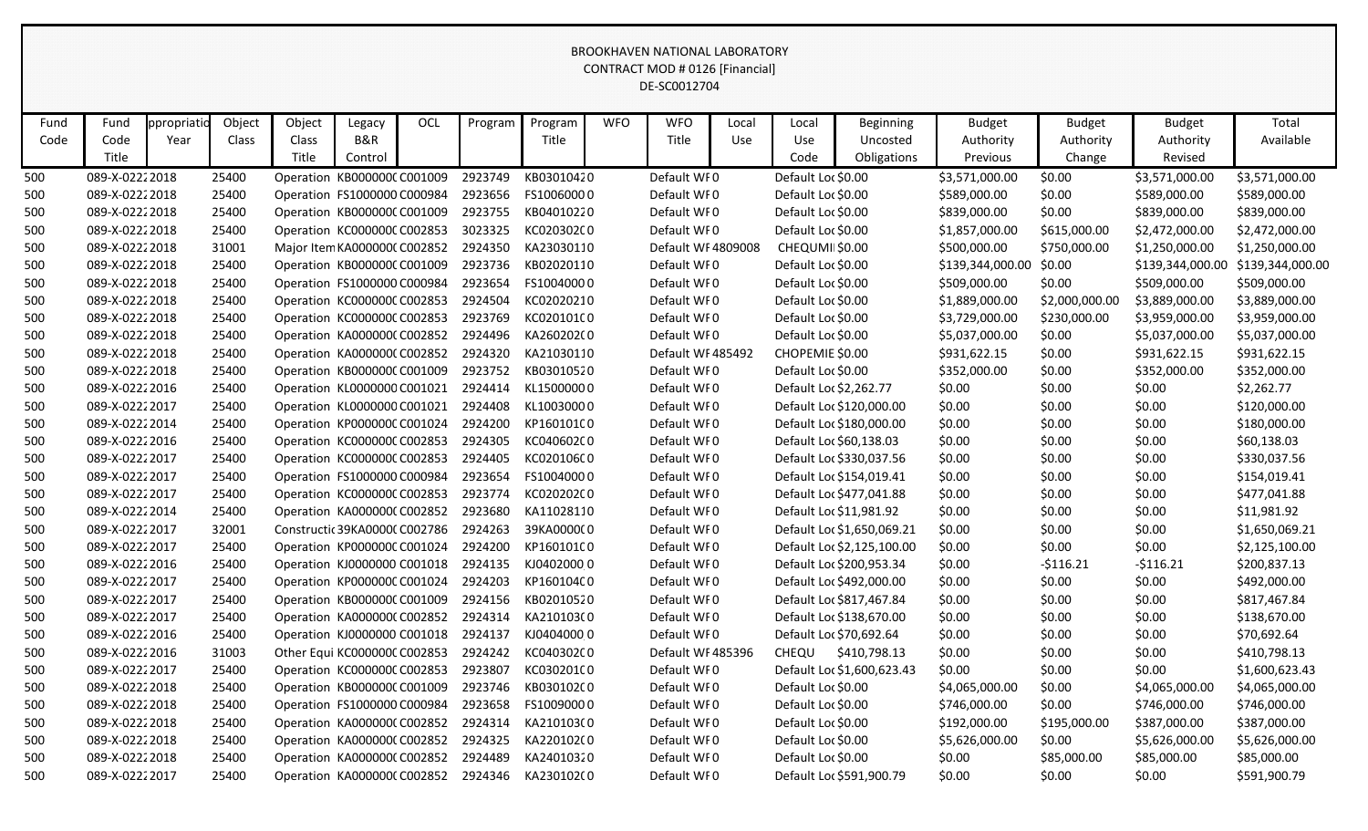BROOKHAVEN NATIONAL LABORATORY
CONTRACT MOD # 0126 [Financial]
DE-SC0012704

| Fund Code | Fund Code Title | ppropriatio Year | Object Class | Object Class Title | Legacy B&R Control | OCL | Program | Program Title | WFO | WFO Title | Local Use | Local Use Code | Beginning Uncosted Obligations | Budget Authority Previous | Budget Authority Change | Budget Authority Revised | Total Available |
|---|---|---|---|---|---|---|---|---|---|---|---|---|---|---|---|---|---|
| 500 | 089-X-0222 | 2018 | 25400 | Operation | KB0000000 | C001009 | 2923749 | KB03010420 | | Default WF | 0 | Default Loc | $0.00 | $3,571,000.00 | $0.00 | $3,571,000.00 | $3,571,000.00 |
| 500 | 089-X-0222 | 2018 | 25400 | Operation | FS1000000 | C000984 | 2923656 | FS10060000 | | Default WF | 0 | Default Loc | $0.00 | $589,000.00 | $0.00 | $589,000.00 | $589,000.00 |
| 500 | 089-X-0222 | 2018 | 25400 | Operation | KB0000000 | C001009 | 2923755 | KB04010220 | | Default WF | 0 | Default Loc | $0.00 | $839,000.00 | $0.00 | $839,000.00 | $839,000.00 |
| 500 | 089-X-0222 | 2018 | 25400 | Operation | KC0000000 | C002853 | 3023325 | KC020302C0 | | Default WF | 0 | Default Loc | $0.00 | $1,857,000.00 | $615,000.00 | $2,472,000.00 | $2,472,000.00 |
| 500 | 089-X-0222 | 2018 | 31001 | Major Item | KA0000000 | C002852 | 2924350 | KA23030110 | | Default WF | 4809008 | CHEQUMI | $0.00 | $500,000.00 | $750,000.00 | $1,250,000.00 | $1,250,000.00 |
| 500 | 089-X-0222 | 2018 | 25400 | Operation | KB0000000 | C001009 | 2923736 | KB02020110 | | Default WF | 0 | Default Loc | $0.00 | $139,344,000.00 | $0.00 | $139,344,000.00 | $139,344,000.00 |
| 500 | 089-X-0222 | 2018 | 25400 | Operation | FS1000000 | C000984 | 2923654 | FS10040000 | | Default WF | 0 | Default Loc | $0.00 | $509,000.00 | $0.00 | $509,000.00 | $509,000.00 |
| 500 | 089-X-0222 | 2018 | 25400 | Operation | KC0000000 | C002853 | 2924504 | KC02020210 | | Default WF | 0 | Default Loc | $0.00 | $1,889,000.00 | $2,000,000.00 | $3,889,000.00 | $3,889,000.00 |
| 500 | 089-X-0222 | 2018 | 25400 | Operation | KC0000000 | C002853 | 2923769 | KC020101C0 | | Default WF | 0 | Default Loc | $0.00 | $3,729,000.00 | $230,000.00 | $3,959,000.00 | $3,959,000.00 |
| 500 | 089-X-0222 | 2018 | 25400 | Operation | KA0000000 | C002852 | 2924496 | KA260202C0 | | Default WF | 0 | Default Loc | $0.00 | $5,037,000.00 | $0.00 | $5,037,000.00 | $5,037,000.00 |
| 500 | 089-X-0222 | 2018 | 25400 | Operation | KA0000000 | C002852 | 2924320 | KA21030110 | | Default WF | 485492 | CHOPEMIE | $0.00 | $931,622.15 | $0.00 | $931,622.15 | $931,622.15 |
| 500 | 089-X-0222 | 2018 | 25400 | Operation | KB0000000 | C001009 | 2923752 | KB03010520 | | Default WF | 0 | Default Loc | $0.00 | $352,000.00 | $0.00 | $352,000.00 | $352,000.00 |
| 500 | 089-X-0222 | 2016 | 25400 | Operation | KL0000000 | C001021 | 2924414 | KL15000000 | | Default WF | 0 | Default Loc | $2,262.77 | $0.00 | $0.00 | $0.00 | $2,262.77 |
| 500 | 089-X-0222 | 2017 | 25400 | Operation | KL0000000 | C001021 | 2924408 | KL10030000 | | Default WF | 0 | Default Loc | $120,000.00 | $0.00 | $0.00 | $0.00 | $120,000.00 |
| 500 | 089-X-0222 | 2014 | 25400 | Operation | KP0000000 | C001024 | 2924200 | KP160101C0 | | Default WF | 0 | Default Loc | $180,000.00 | $0.00 | $0.00 | $0.00 | $180,000.00 |
| 500 | 089-X-0222 | 2016 | 25400 | Operation | KC0000000 | C002853 | 2924305 | KC040602C0 | | Default WF | 0 | Default Loc | $60,138.03 | $0.00 | $0.00 | $0.00 | $60,138.03 |
| 500 | 089-X-0222 | 2017 | 25400 | Operation | KC0000000 | C002853 | 2924405 | KC020106C0 | | Default WF | 0 | Default Loc | $330,037.56 | $0.00 | $0.00 | $0.00 | $330,037.56 |
| 500 | 089-X-0222 | 2017 | 25400 | Operation | FS1000000 | C000984 | 2923654 | FS10040000 | | Default WF | 0 | Default Loc | $154,019.41 | $0.00 | $0.00 | $0.00 | $154,019.41 |
| 500 | 089-X-0222 | 2017 | 25400 | Operation | KC0000000 | C002853 | 2923774 | KC020202C0 | | Default WF | 0 | Default Loc | $477,041.88 | $0.00 | $0.00 | $0.00 | $477,041.88 |
| 500 | 089-X-0222 | 2014 | 25400 | Operation | KA0000000 | C002852 | 2923680 | KA11028110 | | Default WF | 0 | Default Loc | $11,981.92 | $0.00 | $0.00 | $0.00 | $11,981.92 |
| 500 | 089-X-0222 | 2017 | 32001 | Constructic | 39KA0000C | C002786 | 2924263 | 39KA0000C0 | | Default WF | 0 | Default Loc | $1,650,069.21 | $0.00 | $0.00 | $0.00 | $1,650,069.21 |
| 500 | 089-X-0222 | 2017 | 25400 | Operation | KP0000000 | C001024 | 2924200 | KP160101C0 | | Default WF | 0 | Default Loc | $2,125,100.00 | $0.00 | $0.00 | $0.00 | $2,125,100.00 |
| 500 | 089-X-0222 | 2016 | 25400 | Operation | KJ0000000 | C001018 | 2924135 | KJ04020000 | | Default WF | 0 | Default Loc | $200,953.34 | $0.00 | -$116.21 | -$116.21 | $200,837.13 |
| 500 | 089-X-0222 | 2017 | 25400 | Operation | KP0000000 | C001024 | 2924203 | KP160104C0 | | Default WF | 0 | Default Loc | $492,000.00 | $0.00 | $0.00 | $0.00 | $492,000.00 |
| 500 | 089-X-0222 | 2017 | 25400 | Operation | KB0000000 | C001009 | 2924156 | KB02010520 | | Default WF | 0 | Default Loc | $817,467.84 | $0.00 | $0.00 | $0.00 | $817,467.84 |
| 500 | 089-X-0222 | 2017 | 25400 | Operation | KA0000000 | C002852 | 2924314 | KA210103C0 | | Default WF | 0 | Default Loc | $138,670.00 | $0.00 | $0.00 | $0.00 | $138,670.00 |
| 500 | 089-X-0222 | 2016 | 25400 | Operation | KJ0000000 | C001018 | 2924137 | KJ04040000 | | Default WF | 0 | Default Loc | $70,692.64 | $0.00 | $0.00 | $0.00 | $70,692.64 |
| 500 | 089-X-0222 | 2016 | 31003 | Other Equi | KC0000000 | C002853 | 2924242 | KC040302C0 | | Default WF | 485396 | CHEQU | $410,798.13 | $0.00 | $0.00 | $0.00 | $410,798.13 |
| 500 | 089-X-0222 | 2017 | 25400 | Operation | KC0000000 | C002853 | 2923807 | KC030201C0 | | Default WF | 0 | Default Loc | $1,600,623.43 | $0.00 | $0.00 | $0.00 | $1,600,623.43 |
| 500 | 089-X-0222 | 2018 | 25400 | Operation | KB0000000 | C001009 | 2923746 | KB030102C0 | | Default WF | 0 | Default Loc | $0.00 | $4,065,000.00 | $0.00 | $4,065,000.00 | $4,065,000.00 |
| 500 | 089-X-0222 | 2018 | 25400 | Operation | FS1000000 | C000984 | 2923658 | FS10090000 | | Default WF | 0 | Default Loc | $0.00 | $746,000.00 | $0.00 | $746,000.00 | $746,000.00 |
| 500 | 089-X-0222 | 2018 | 25400 | Operation | KA0000000 | C002852 | 2924314 | KA210103C0 | | Default WF | 0 | Default Loc | $0.00 | $192,000.00 | $195,000.00 | $387,000.00 | $387,000.00 |
| 500 | 089-X-0222 | 2018 | 25400 | Operation | KA0000000 | C002852 | 2924325 | KA220102C0 | | Default WF | 0 | Default Loc | $0.00 | $5,626,000.00 | $0.00 | $5,626,000.00 | $5,626,000.00 |
| 500 | 089-X-0222 | 2018 | 25400 | Operation | KA0000000 | C002852 | 2924489 | KA24010320 | | Default WF | 0 | Default Loc | $0.00 | $0.00 | $85,000.00 | $85,000.00 | $85,000.00 |
| 500 | 089-X-0222 | 2017 | 25400 | Operation | KA0000000 | C002852 | 2924346 | KA230102C0 | | Default WF | 0 | Default Loc | $591,900.79 | $0.00 | $0.00 | $0.00 | $591,900.79 |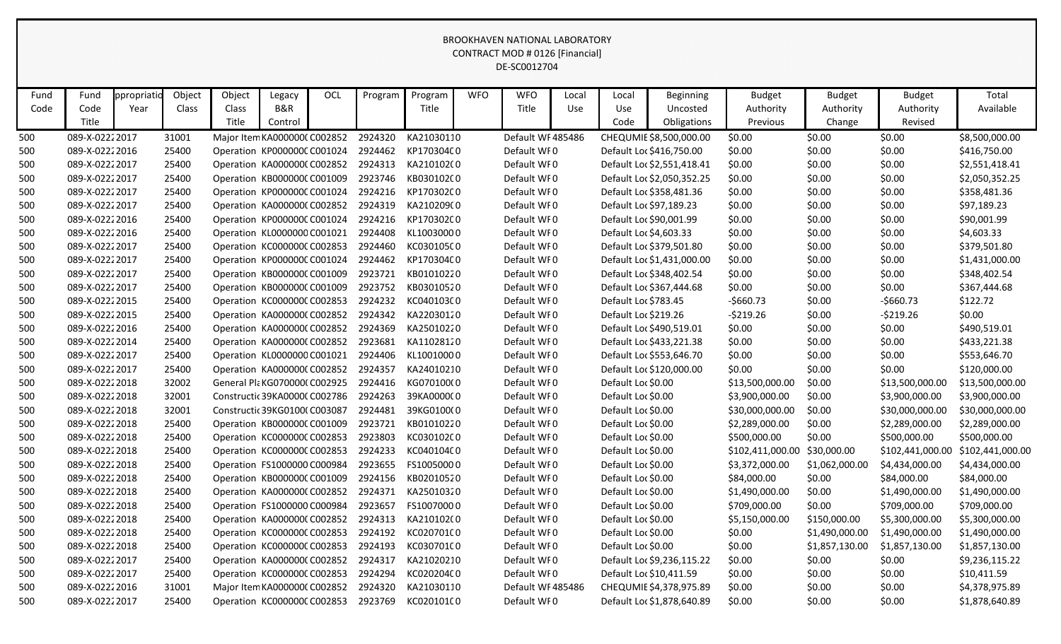BROOKHAVEN NATIONAL LABORATORY
CONTRACT MOD # 0126 [Financial]
DE-SC0012704

| Fund Code | Fund Code Title | ppropriatio Year | Object Class | Object Class Title | Legacy B&R Control | OCL | Program | Program Title | WFO | WFO Title | Local Use | Local Use Code | Beginning Uncosted Obligations | Budget Authority Previous | Budget Authority Change | Budget Authority Revised | Total Available |
|---|---|---|---|---|---|---|---|---|---|---|---|---|---|---|---|---|---|
| 500 | 089-X-0222 | 2017 | 31001 | Major Item | KA0000000 | C002852 | 2924320 | KA2103011 | 0 | Default WF | 485486 | CHEQUMIE | $8,500,000.00 | $0.00 | $0.00 | $0.00 | $8,500,000.00 |
| 500 | 089-X-0222 | 2016 | 25400 | Operation | KP0000000 | C001024 | 2924462 | KP1703040 | 0 | Default WF | 0 | Default Loc | $416,750.00 | $0.00 | $0.00 | $0.00 | $416,750.00 |
| 500 | 089-X-0222 | 2017 | 25400 | Operation | KA0000000 | C002852 | 2924313 | KA2101020 | 0 | Default WF | 0 | Default Loc | $2,551,418.41 | $0.00 | $0.00 | $0.00 | $2,551,418.41 |
| 500 | 089-X-0222 | 2017 | 25400 | Operation | KB0000000 | C001009 | 2923746 | KB0301020 | 0 | Default WF | 0 | Default Loc | $2,050,352.25 | $0.00 | $0.00 | $0.00 | $2,050,352.25 |
| 500 | 089-X-0222 | 2017 | 25400 | Operation | KP0000000 | C001024 | 2924216 | KP1703020 | 0 | Default WF | 0 | Default Loc | $358,481.36 | $0.00 | $0.00 | $0.00 | $358,481.36 |
| 500 | 089-X-0222 | 2017 | 25400 | Operation | KA0000000 | C002852 | 2924319 | KA2102090 | 0 | Default WF | 0 | Default Loc | $97,189.23 | $0.00 | $0.00 | $0.00 | $97,189.23 |
| 500 | 089-X-0222 | 2016 | 25400 | Operation | KP0000000 | C001024 | 2924216 | KP1703020 | 0 | Default WF | 0 | Default Loc | $90,001.99 | $0.00 | $0.00 | $0.00 | $90,001.99 |
| 500 | 089-X-0222 | 2016 | 25400 | Operation | KL0000000 | C001021 | 2924408 | KL1003000 | 0 | Default WF | 0 | Default Loc | $4,603.33 | $0.00 | $0.00 | $0.00 | $4,603.33 |
| 500 | 089-X-0222 | 2017 | 25400 | Operation | KC0000000 | C002853 | 2924460 | KC0301050 | 0 | Default WF | 0 | Default Loc | $379,501.80 | $0.00 | $0.00 | $0.00 | $379,501.80 |
| 500 | 089-X-0222 | 2017 | 25400 | Operation | KP0000000 | C001024 | 2924462 | KP1703040 | 0 | Default WF | 0 | Default Loc | $1,431,000.00 | $0.00 | $0.00 | $0.00 | $1,431,000.00 |
| 500 | 089-X-0222 | 2017 | 25400 | Operation | KB0000000 | C001009 | 2923721 | KB0101022 | 0 | Default WF | 0 | Default Loc | $348,402.54 | $0.00 | $0.00 | $0.00 | $348,402.54 |
| 500 | 089-X-0222 | 2017 | 25400 | Operation | KB0000000 | C001009 | 2923752 | KB0301052 | 0 | Default WF | 0 | Default Loc | $367,444.68 | $0.00 | $0.00 | $0.00 | $367,444.68 |
| 500 | 089-X-0222 | 2015 | 25400 | Operation | KC0000000 | C002853 | 2924232 | KC0401030 | 0 | Default WF | 0 | Default Loc | $783.45 | -$660.73 | $0.00 | -$660.73 | $122.72 |
| 500 | 089-X-0222 | 2015 | 25400 | Operation | KA0000000 | C002852 | 2924342 | KA2203012 | 0 | Default WF | 0 | Default Loc | $219.26 | -$219.26 | $0.00 | -$219.26 | $0.00 |
| 500 | 089-X-0222 | 2016 | 25400 | Operation | KA0000000 | C002852 | 2924369 | KA2501022 | 0 | Default WF | 0 | Default Loc | $490,519.01 | $0.00 | $0.00 | $0.00 | $490,519.01 |
| 500 | 089-X-0222 | 2014 | 25400 | Operation | KA0000000 | C002852 | 2923681 | KA1102812 | 0 | Default WF | 0 | Default Loc | $433,221.38 | $0.00 | $0.00 | $0.00 | $433,221.38 |
| 500 | 089-X-0222 | 2017 | 25400 | Operation | KL0000000 | C001021 | 2924406 | KL1001000 | 0 | Default WF | 0 | Default Loc | $553,646.70 | $0.00 | $0.00 | $0.00 | $553,646.70 |
| 500 | 089-X-0222 | 2017 | 25400 | Operation | KA0000000 | C002852 | 2924357 | KA2401021 | 0 | Default WF | 0 | Default Loc | $120,000.00 | $0.00 | $0.00 | $0.00 | $120,000.00 |
| 500 | 089-X-0222 | 2018 | 32002 | General Pl | KG0700000 | C002925 | 2924416 | KG0701000 | 0 | Default WF | 0 | Default Loc | $0.00 | $13,500,000.00 | $0.00 | $13,500,000.00 | $13,500,000.00 |
| 500 | 089-X-0222 | 2018 | 32001 | Constructi | 39KA00000 | C002786 | 2924263 | 39KA00000 | 0 | Default WF | 0 | Default Loc | $0.00 | $3,900,000.00 | $0.00 | $3,900,000.00 | $3,900,000.00 |
| 500 | 089-X-0222 | 2018 | 32001 | Constructi | 39KG0100 | C003087 | 2924481 | 39KG0100 | 0 | Default WF | 0 | Default Loc | $0.00 | $30,000,000.00 | $0.00 | $30,000,000.00 | $30,000,000.00 |
| 500 | 089-X-0222 | 2018 | 25400 | Operation | KB0000000 | C001009 | 2923721 | KB0101022 | 0 | Default WF | 0 | Default Loc | $0.00 | $2,289,000.00 | $0.00 | $2,289,000.00 | $2,289,000.00 |
| 500 | 089-X-0222 | 2018 | 25400 | Operation | KC0000000 | C002853 | 2923803 | KC0301020 | 0 | Default WF | 0 | Default Loc | $0.00 | $500,000.00 | $0.00 | $500,000.00 | $500,000.00 |
| 500 | 089-X-0222 | 2018 | 25400 | Operation | KC0000000 | C002853 | 2924233 | KC0401040 | 0 | Default WF | 0 | Default Loc | $0.00 | $102,411,000.00 | $30,000.00 | $102,441,000.00 | $102,441,000.00 |
| 500 | 089-X-0222 | 2018 | 25400 | Operation | FS1000000 | C000984 | 2923655 | FS1005000 | 0 | Default WF | 0 | Default Loc | $0.00 | $3,372,000.00 | $1,062,000.00 | $4,434,000.00 | $4,434,000.00 |
| 500 | 089-X-0222 | 2018 | 25400 | Operation | KB0000000 | C001009 | 2924156 | KB0201052 | 0 | Default WF | 0 | Default Loc | $0.00 | $84,000.00 | $0.00 | $84,000.00 | $84,000.00 |
| 500 | 089-X-0222 | 2018 | 25400 | Operation | KA0000000 | C002852 | 2924371 | KA2501032 | 0 | Default WF | 0 | Default Loc | $0.00 | $1,490,000.00 | $0.00 | $1,490,000.00 | $1,490,000.00 |
| 500 | 089-X-0222 | 2018 | 25400 | Operation | FS1000000 | C000984 | 2923657 | FS1007000 | 0 | Default WF | 0 | Default Loc | $0.00 | $709,000.00 | $0.00 | $709,000.00 | $709,000.00 |
| 500 | 089-X-0222 | 2018 | 25400 | Operation | KA0000000 | C002852 | 2924313 | KA2101020 | 0 | Default WF | 0 | Default Loc | $0.00 | $5,150,000.00 | $150,000.00 | $5,300,000.00 | $5,300,000.00 |
| 500 | 089-X-0222 | 2018 | 25400 | Operation | KC0000000 | C002853 | 2924192 | KC0207010 | 0 | Default WF | 0 | Default Loc | $0.00 | $0.00 | $1,490,000.00 | $1,490,000.00 | $1,490,000.00 |
| 500 | 089-X-0222 | 2018 | 25400 | Operation | KC0000000 | C002853 | 2924193 | KC0307010 | 0 | Default WF | 0 | Default Loc | $0.00 | $0.00 | $1,857,130.00 | $1,857,130.00 | $1,857,130.00 |
| 500 | 089-X-0222 | 2017 | 25400 | Operation | KA0000000 | C002852 | 2924317 | KA2102021 | 0 | Default WF | 0 | Default Loc | $9,236,115.22 | $0.00 | $0.00 | $0.00 | $9,236,115.22 |
| 500 | 089-X-0222 | 2017 | 25400 | Operation | KC0000000 | C002853 | 2924294 | KC0202040 | 0 | Default WF | 0 | Default Loc | $10,411.59 | $0.00 | $0.00 | $0.00 | $10,411.59 |
| 500 | 089-X-0222 | 2016 | 31001 | Major Item | KA0000000 | C002852 | 2924320 | KA2103011 | 0 | Default WF | 485486 | CHEQUMIE | $4,378,975.89 | $0.00 | $0.00 | $0.00 | $4,378,975.89 |
| 500 | 089-X-0222 | 2017 | 25400 | Operation | KC0000000 | C002853 | 2923769 | KC0201010 | 0 | Default WF | 0 | Default Loc | $1,878,640.89 | $0.00 | $0.00 | $0.00 | $1,878,640.89 |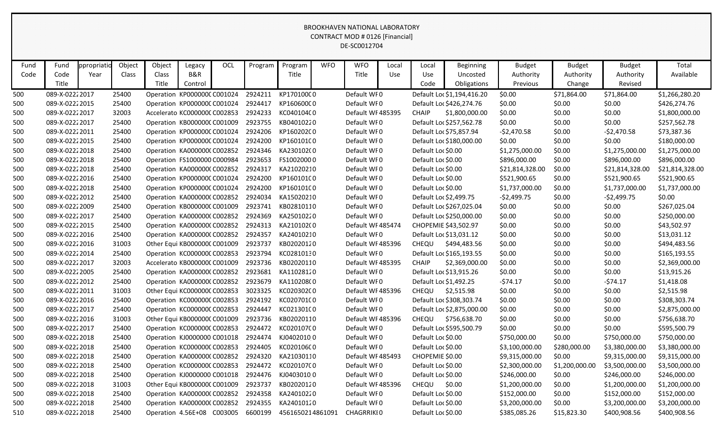BROOKHAVEN NATIONAL LABORATORY
CONTRACT MOD # 0126 [Financial]
DE-SC0012704

| Fund Code | Fund Code Title | ppropriatio Year | Object Class | Object Class Title | Legacy B&R Control | OCL | Program | Program Title | WFO | WFO Title | Local Use | Local Use Code | Beginning Uncosted Obligations | Budget Authority Previous | Budget Authority Change | Budget Authority Revised | Total Available |
|---|---|---|---|---|---|---|---|---|---|---|---|---|---|---|---|---|---|
| 500 | 089-X-0222 | 2017 | 25400 | Operation | KP0000000 | C001024 | 2924211 | KP1701000 | 0 | Default WF | 0 | Default Loc | $1,194,416.20 | $0.00 | $71,864.00 | $71,864.00 | $1,266,280.20 |
| 500 | 089-X-0222 | 2015 | 25400 | Operation | KP0000000 | C001024 | 2924417 | KP1606000 | 0 | Default WF | 0 | Default Loc | $426,274.76 | $0.00 | $0.00 | $0.00 | $426,274.76 |
| 500 | 089-X-0222 | 2017 | 32003 | Accelerato | KC0000000 | C002853 | 2924233 | KC0401040 | 0 | Default WF | 485395 | CHAIP | $1,800,000.00 | $0.00 | $0.00 | $0.00 | $1,800,000.00 |
| 500 | 089-X-0222 | 2017 | 25400 | Operation | KB0000000 | C001009 | 2923755 | KB0401022 | 0 | Default WF | 0 | Default Loc | $257,562.78 | $0.00 | $0.00 | $0.00 | $257,562.78 |
| 500 | 089-X-0222 | 2011 | 25400 | Operation | KP0000000 | C001024 | 2924206 | KP1602020 | 0 | Default WF | 0 | Default Loc | $75,857.94 | -$2,470.58 | $0.00 | -$2,470.58 | $73,387.36 |
| 500 | 089-X-0222 | 2015 | 25400 | Operation | KP0000000 | C001024 | 2924200 | KP1601010 | 0 | Default WF | 0 | Default Loc | $180,000.00 | $0.00 | $0.00 | $0.00 | $180,000.00 |
| 500 | 089-X-0222 | 2018 | 25400 | Operation | KA0000000 | C002852 | 2924346 | KA2301020 | 0 | Default WF | 0 | Default Loc | $0.00 | $1,275,000.00 | $0.00 | $1,275,000.00 | $1,275,000.00 |
| 500 | 089-X-0222 | 2018 | 25400 | Operation | FS1000000 | C000984 | 2923653 | FS1002000 | 0 | Default WF | 0 | Default Loc | $0.00 | $896,000.00 | $0.00 | $896,000.00 | $896,000.00 |
| 500 | 089-X-0222 | 2018 | 25400 | Operation | KA0000000 | C002852 | 2924317 | KA2102021 | 0 | Default WF | 0 | Default Loc | $0.00 | $21,814,328.00 | $0.00 | $21,814,328.00 | $21,814,328.00 |
| 500 | 089-X-0222 | 2016 | 25400 | Operation | KP0000000 | C001024 | 2924200 | KP1601010 | 0 | Default WF | 0 | Default Loc | $0.00 | $521,900.65 | $0.00 | $521,900.65 | $521,900.65 |
| 500 | 089-X-0222 | 2018 | 25400 | Operation | KP0000000 | C001024 | 2924200 | KP1601010 | 0 | Default WF | 0 | Default Loc | $0.00 | $1,737,000.00 | $0.00 | $1,737,000.00 | $1,737,000.00 |
| 500 | 089-X-0222 | 2012 | 25400 | Operation | KA0000000 | C002852 | 2924034 | KA1502021 | 0 | Default WF | 0 | Default Loc | $2,499.75 | -$2,499.75 | $0.00 | -$2,499.75 | $0.00 |
| 500 | 089-X-0222 | 2009 | 25400 | Operation | KB0000000 | C001009 | 2923741 | KB0281011 | 0 | Default WF | 0 | Default Loc | $267,025.04 | $0.00 | $0.00 | $0.00 | $267,025.04 |
| 500 | 089-X-0222 | 2017 | 25400 | Operation | KA0000000 | C002852 | 2924369 | KA2501022 | 0 | Default WF | 0 | Default Loc | $250,000.00 | $0.00 | $0.00 | $0.00 | $250,000.00 |
| 500 | 089-X-0222 | 2015 | 25400 | Operation | KA0000000 | C002852 | 2924313 | KA2101020 | 0 | Default WF | 485474 | CHOPEMIE | $43,502.97 | $0.00 | $0.00 | $0.00 | $43,502.97 |
| 500 | 089-X-0222 | 2016 | 25400 | Operation | KA0000000 | C002852 | 2924357 | KA2401021 | 0 | Default WF | 0 | Default Loc | $13,031.12 | $0.00 | $0.00 | $0.00 | $13,031.12 |
| 500 | 089-X-0222 | 2016 | 31003 | Other Equi | KB0000000 | C001009 | 2923737 | KB0202012 | 0 | Default WF | 485396 | CHEQU | $494,483.56 | $0.00 | $0.00 | $0.00 | $494,483.56 |
| 500 | 089-X-0222 | 2014 | 25400 | Operation | KC0000000 | C002853 | 2923794 | KC0281013 | 0 | Default WF | 0 | Default Loc | $165,193.55 | $0.00 | $0.00 | $0.00 | $165,193.55 |
| 500 | 089-X-0222 | 2017 | 32003 | Accelerato | KB0000000 | C001009 | 2923736 | KB0202011 | 0 | Default WF | 485395 | CHAIP | $2,369,000.00 | $0.00 | $0.00 | $0.00 | $2,369,000.00 |
| 500 | 089-X-0222 | 2005 | 25400 | Operation | KA0000000 | C002852 | 2923681 | KA1102812 | 0 | Default WF | 0 | Default Loc | $13,915.26 | $0.00 | $0.00 | $0.00 | $13,915.26 |
| 500 | 089-X-0222 | 2012 | 25400 | Operation | KA0000000 | C002852 | 2923679 | KA1102080 | 0 | Default WF | 0 | Default Loc | $1,492.25 | -$74.17 | $0.00 | -$74.17 | $1,418.08 |
| 500 | 089-X-0222 | 2011 | 31003 | Other Equi | KC0000000 | C002853 | 3023325 | KC0203020 | 0 | Default WF | 485396 | CHEQU | $2,515.98 | $0.00 | $0.00 | $0.00 | $2,515.98 |
| 500 | 089-X-0222 | 2016 | 25400 | Operation | KC0000000 | C002853 | 2924192 | KC0207010 | 0 | Default WF | 0 | Default Loc | $308,303.74 | $0.00 | $0.00 | $0.00 | $308,303.74 |
| 500 | 089-X-0222 | 2017 | 25400 | Operation | KC0000000 | C002853 | 2924447 | KC0213010 | 0 | Default WF | 0 | Default Loc | $2,875,000.00 | $0.00 | $0.00 | $0.00 | $2,875,000.00 |
| 500 | 089-X-0222 | 2016 | 31003 | Other Equi | KB0000000 | C001009 | 2923736 | KB0202011 | 0 | Default WF | 485396 | CHEQU | $756,638.70 | $0.00 | $0.00 | $0.00 | $756,638.70 |
| 500 | 089-X-0222 | 2017 | 25400 | Operation | KC0000000 | C002853 | 2924472 | KC0201070 | 0 | Default WF | 0 | Default Loc | $595,500.79 | $0.00 | $0.00 | $0.00 | $595,500.79 |
| 500 | 089-X-0222 | 2018 | 25400 | Operation | KJ0000000 | C001018 | 2924474 | KJ0402010 | 0 | Default WF | 0 | Default Loc | $0.00 | $750,000.00 | $0.00 | $750,000.00 | $750,000.00 |
| 500 | 089-X-0222 | 2018 | 25400 | Operation | KC0000000 | C002853 | 2924405 | KC0201060 | 0 | Default WF | 0 | Default Loc | $0.00 | $3,100,000.00 | $280,000.00 | $3,380,000.00 | $3,380,000.00 |
| 500 | 089-X-0222 | 2018 | 25400 | Operation | KA0000000 | C002852 | 2924320 | KA2103011 | 0 | Default WF | 485493 | CHOPEMIE | $0.00 | $9,315,000.00 | $0.00 | $9,315,000.00 | $9,315,000.00 |
| 500 | 089-X-0222 | 2018 | 25400 | Operation | KC0000000 | C002853 | 2924472 | KC0201070 | 0 | Default WF | 0 | Default Loc | $0.00 | $2,300,000.00 | $1,200,000.00 | $3,500,000.00 | $3,500,000.00 |
| 500 | 089-X-0222 | 2018 | 25400 | Operation | KJ0000000 | C001018 | 2924476 | KJ0403010 | 0 | Default WF | 0 | Default Loc | $0.00 | $246,000.00 | $0.00 | $246,000.00 | $246,000.00 |
| 500 | 089-X-0222 | 2018 | 31003 | Other Equi | KB0000000 | C001009 | 2923737 | KB0202012 | 0 | Default WF | 485396 | CHEQU | $0.00 | $1,200,000.00 | $0.00 | $1,200,000.00 | $1,200,000.00 |
| 500 | 089-X-0222 | 2018 | 25400 | Operation | KA0000000 | C002852 | 2924358 | KA2401022 | 0 | Default WF | 0 | Default Loc | $0.00 | $152,000.00 | $0.00 | $152,000.00 | $152,000.00 |
| 500 | 089-X-0222 | 2018 | 25400 | Operation | KA0000000 | C002852 | 2924355 | KA2401012 | 0 | Default WF | 0 | Default Loc | $0.00 | $3,200,000.00 | $0.00 | $3,200,000.00 | $3,200,000.00 |
| 510 | 089-X-0222 | 2018 | 25400 | Operation | 4.56E+08 | C003005 | 6600199 | 4561650214 | 861091 | CHAGRRIKI | 0 | Default Loc | $0.00 | $385,085.26 | $15,823.30 | $400,908.56 | $400,908.56 |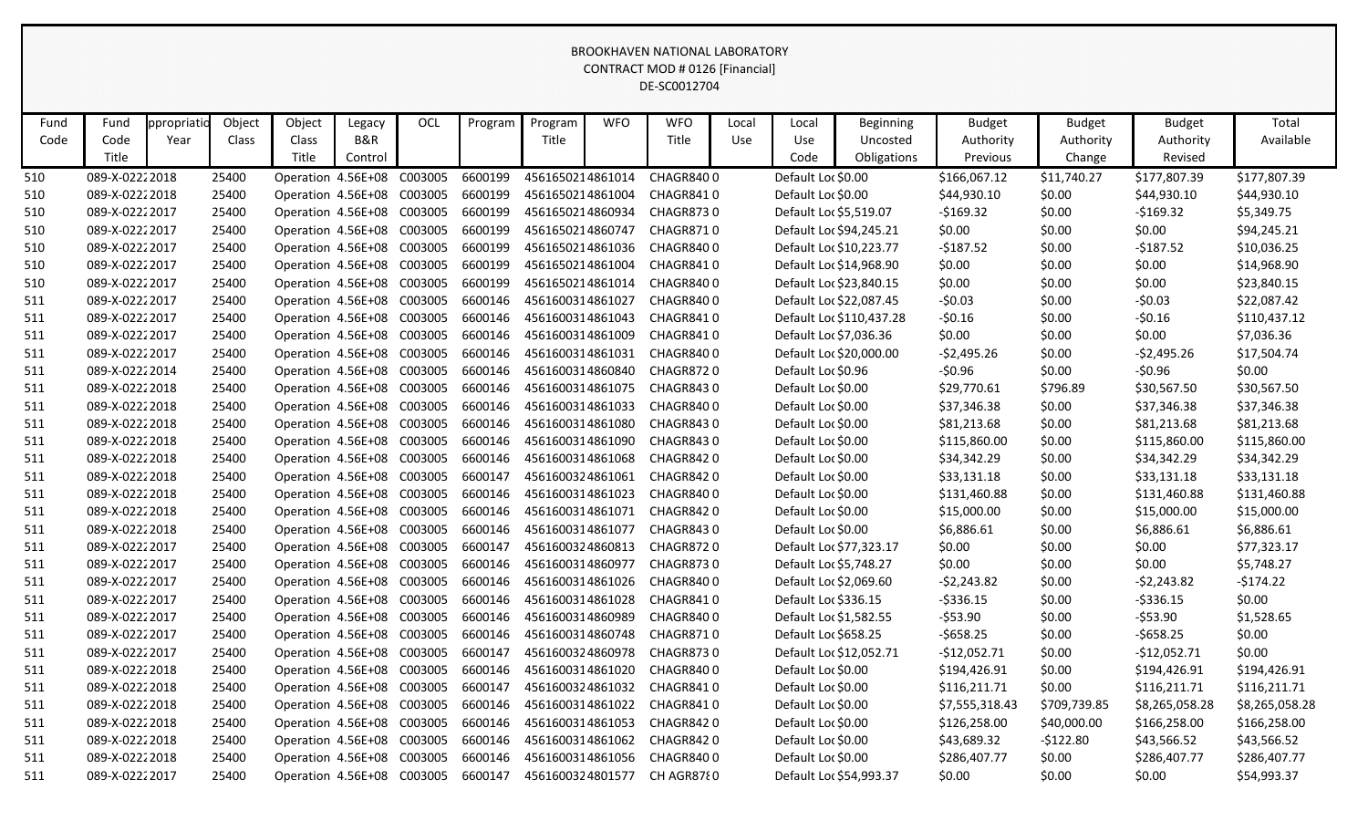BROOKHAVEN NATIONAL LABORATORY
CONTRACT MOD # 0126 [Financial]
DE-SC0012704

| Fund Code | Fund Code Title | ppropriatio Year | Object Class | Object Class Title | Legacy B&R Control | OCL | Program | Program Title | WFO | WFO Title | Local Use | Local Use Code | Beginning Uncosted Obligations | Budget Authority Previous | Budget Authority Change | Budget Authority Revised | Total Available |
|---|---|---|---|---|---|---|---|---|---|---|---|---|---|---|---|---|---|
| 510 | 089-X-0222 | 2018 | 25400 | Operation | 4.56E+08 | C003005 | 6600199 | 4561650214 | 861014 | CHAGR840 | 0 | Default Loc | $0.00 | $166,067.12 | $11,740.27 | $177,807.39 | $177,807.39 |
| 510 | 089-X-0222 | 2018 | 25400 | Operation | 4.56E+08 | C003005 | 6600199 | 4561650214 | 861004 | CHAGR841 | 0 | Default Loc | $0.00 | $44,930.10 | $0.00 | $44,930.10 | $44,930.10 |
| 510 | 089-X-0222 | 2017 | 25400 | Operation | 4.56E+08 | C003005 | 6600199 | 4561650214 | 860934 | CHAGR873 | 0 | Default Loc | $5,519.07 | -$169.32 | $0.00 | -$169.32 | $5,349.75 |
| 510 | 089-X-0222 | 2017 | 25400 | Operation | 4.56E+08 | C003005 | 6600199 | 4561650214 | 860747 | CHAGR871 | 0 | Default Loc | $94,245.21 | $0.00 | $0.00 | $0.00 | $94,245.21 |
| 510 | 089-X-0222 | 2017 | 25400 | Operation | 4.56E+08 | C003005 | 6600199 | 4561650214 | 861036 | CHAGR840 | 0 | Default Loc | $10,223.77 | -$187.52 | $0.00 | -$187.52 | $10,036.25 |
| 510 | 089-X-0222 | 2017 | 25400 | Operation | 4.56E+08 | C003005 | 6600199 | 4561650214 | 861004 | CHAGR841 | 0 | Default Loc | $14,968.90 | $0.00 | $0.00 | $0.00 | $14,968.90 |
| 510 | 089-X-0222 | 2017 | 25400 | Operation | 4.56E+08 | C003005 | 6600199 | 4561650214 | 861014 | CHAGR840 | 0 | Default Loc | $23,840.15 | $0.00 | $0.00 | $0.00 | $23,840.15 |
| 511 | 089-X-0222 | 2017 | 25400 | Operation | 4.56E+08 | C003005 | 6600146 | 4561600314 | 861027 | CHAGR840 | 0 | Default Loc | $22,087.45 | -$0.03 | $0.00 | -$0.03 | $22,087.42 |
| 511 | 089-X-0222 | 2017 | 25400 | Operation | 4.56E+08 | C003005 | 6600146 | 4561600314 | 861043 | CHAGR841 | 0 | Default Loc | $110,437.28 | -$0.16 | $0.00 | -$0.16 | $110,437.12 |
| 511 | 089-X-0222 | 2017 | 25400 | Operation | 4.56E+08 | C003005 | 6600146 | 4561600314 | 861009 | CHAGR841 | 0 | Default Loc | $7,036.36 | $0.00 | $0.00 | $0.00 | $7,036.36 |
| 511 | 089-X-0222 | 2017 | 25400 | Operation | 4.56E+08 | C003005 | 6600146 | 4561600314 | 861031 | CHAGR840 | 0 | Default Loc | $20,000.00 | -$2,495.26 | $0.00 | -$2,495.26 | $17,504.74 |
| 511 | 089-X-0222 | 2014 | 25400 | Operation | 4.56E+08 | C003005 | 6600146 | 4561600314 | 860840 | CHAGR872 | 0 | Default Loc | $0.96 | -$0.96 | $0.00 | -$0.96 | $0.00 |
| 511 | 089-X-0222 | 2018 | 25400 | Operation | 4.56E+08 | C003005 | 6600146 | 4561600314 | 861075 | CHAGR843 | 0 | Default Loc | $0.00 | $29,770.61 | $796.89 | $30,567.50 | $30,567.50 |
| 511 | 089-X-0222 | 2018 | 25400 | Operation | 4.56E+08 | C003005 | 6600146 | 4561600314 | 861033 | CHAGR840 | 0 | Default Loc | $0.00 | $37,346.38 | $0.00 | $37,346.38 | $37,346.38 |
| 511 | 089-X-0222 | 2018 | 25400 | Operation | 4.56E+08 | C003005 | 6600146 | 4561600314 | 861080 | CHAGR843 | 0 | Default Loc | $0.00 | $81,213.68 | $0.00 | $81,213.68 | $81,213.68 |
| 511 | 089-X-0222 | 2018 | 25400 | Operation | 4.56E+08 | C003005 | 6600146 | 4561600314 | 861090 | CHAGR843 | 0 | Default Loc | $0.00 | $115,860.00 | $0.00 | $115,860.00 | $115,860.00 |
| 511 | 089-X-0222 | 2018 | 25400 | Operation | 4.56E+08 | C003005 | 6600146 | 4561600314 | 861068 | CHAGR842 | 0 | Default Loc | $0.00 | $34,342.29 | $0.00 | $34,342.29 | $34,342.29 |
| 511 | 089-X-0222 | 2018 | 25400 | Operation | 4.56E+08 | C003005 | 6600147 | 4561600324 | 861061 | CHAGR842 | 0 | Default Loc | $0.00 | $33,131.18 | $0.00 | $33,131.18 | $33,131.18 |
| 511 | 089-X-0222 | 2018 | 25400 | Operation | 4.56E+08 | C003005 | 6600146 | 4561600314 | 861023 | CHAGR840 | 0 | Default Loc | $0.00 | $131,460.88 | $0.00 | $131,460.88 | $131,460.88 |
| 511 | 089-X-0222 | 2018 | 25400 | Operation | 4.56E+08 | C003005 | 6600146 | 4561600314 | 861071 | CHAGR842 | 0 | Default Loc | $0.00 | $15,000.00 | $0.00 | $15,000.00 | $15,000.00 |
| 511 | 089-X-0222 | 2018 | 25400 | Operation | 4.56E+08 | C003005 | 6600146 | 4561600314 | 861077 | CHAGR843 | 0 | Default Loc | $0.00 | $6,886.61 | $0.00 | $6,886.61 | $6,886.61 |
| 511 | 089-X-0222 | 2017 | 25400 | Operation | 4.56E+08 | C003005 | 6600147 | 4561600324 | 860813 | CHAGR872 | 0 | Default Loc | $77,323.17 | $0.00 | $0.00 | $0.00 | $77,323.17 |
| 511 | 089-X-0222 | 2017 | 25400 | Operation | 4.56E+08 | C003005 | 6600146 | 4561600314 | 860977 | CHAGR873 | 0 | Default Loc | $5,748.27 | $0.00 | $0.00 | $0.00 | $5,748.27 |
| 511 | 089-X-0222 | 2017 | 25400 | Operation | 4.56E+08 | C003005 | 6600146 | 4561600314 | 861026 | CHAGR840 | 0 | Default Loc | $2,069.60 | -$2,243.82 | $0.00 | -$2,243.82 | -$174.22 |
| 511 | 089-X-0222 | 2017 | 25400 | Operation | 4.56E+08 | C003005 | 6600146 | 4561600314 | 861028 | CHAGR841 | 0 | Default Loc | $336.15 | -$336.15 | $0.00 | -$336.15 | $0.00 |
| 511 | 089-X-0222 | 2017 | 25400 | Operation | 4.56E+08 | C003005 | 6600146 | 4561600314 | 860989 | CHAGR840 | 0 | Default Loc | $1,582.55 | -$53.90 | $0.00 | -$53.90 | $1,528.65 |
| 511 | 089-X-0222 | 2017 | 25400 | Operation | 4.56E+08 | C003005 | 6600146 | 4561600314 | 860748 | CHAGR871 | 0 | Default Loc | $658.25 | -$658.25 | $0.00 | -$658.25 | $0.00 |
| 511 | 089-X-0222 | 2017 | 25400 | Operation | 4.56E+08 | C003005 | 6600147 | 4561600324 | 860978 | CHAGR873 | 0 | Default Loc | $12,052.71 | -$12,052.71 | $0.00 | -$12,052.71 | $0.00 |
| 511 | 089-X-0222 | 2018 | 25400 | Operation | 4.56E+08 | C003005 | 6600146 | 4561600314 | 861020 | CHAGR840 | 0 | Default Loc | $0.00 | $194,426.91 | $0.00 | $194,426.91 | $194,426.91 |
| 511 | 089-X-0222 | 2018 | 25400 | Operation | 4.56E+08 | C003005 | 6600147 | 4561600324 | 861032 | CHAGR841 | 0 | Default Loc | $0.00 | $116,211.71 | $0.00 | $116,211.71 | $116,211.71 |
| 511 | 089-X-0222 | 2018 | 25400 | Operation | 4.56E+08 | C003005 | 6600146 | 4561600314 | 861022 | CHAGR841 | 0 | Default Loc | $0.00 | $7,555,318.43 | $709,739.85 | $8,265,058.28 | $8,265,058.28 |
| 511 | 089-X-0222 | 2018 | 25400 | Operation | 4.56E+08 | C003005 | 6600146 | 4561600314 | 861053 | CHAGR842 | 0 | Default Loc | $0.00 | $126,258.00 | $40,000.00 | $166,258.00 | $166,258.00 |
| 511 | 089-X-0222 | 2018 | 25400 | Operation | 4.56E+08 | C003005 | 6600146 | 4561600314 | 861062 | CHAGR842 | 0 | Default Loc | $0.00 | $43,689.32 | -$122.80 | $43,566.52 | $43,566.52 |
| 511 | 089-X-0222 | 2018 | 25400 | Operation | 4.56E+08 | C003005 | 6600146 | 4561600314 | 861056 | CHAGR840 | 0 | Default Loc | $0.00 | $286,407.77 | $0.00 | $286,407.77 | $286,407.77 |
| 511 | 089-X-0222 | 2017 | 25400 | Operation | 4.56E+08 | C003005 | 6600147 | 4561600324 | 801577 | CH AGR87 | 0 | Default Loc | $54,993.37 | $0.00 | $0.00 | $0.00 | $54,993.37 |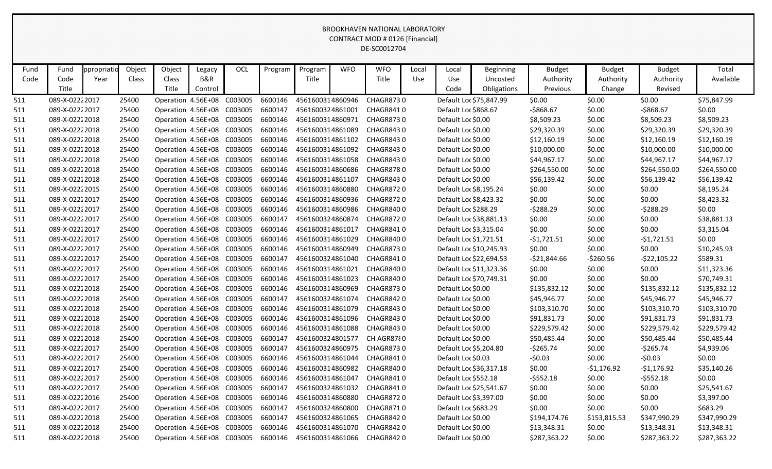BROOKHAVEN NATIONAL LABORATORY
CONTRACT MOD # 0126 [Financial]
DE-SC0012704

| Fund Code | Fund Code Title | ppropriatio Year | Object Class | Object Class Title | Legacy B&R Control | OCL | Program | Program Title | WFO | WFO Title | Local Use | Local Use Code | Beginning Uncosted Obligations | Budget Authority Previous | Budget Authority Change | Budget Authority Revised | Total Available |
|---|---|---|---|---|---|---|---|---|---|---|---|---|---|---|---|---|---|
| 511 | 089-X-0222 | 2017 | 25400 | Operation | 4.56E+08 | C003005 | 6600146 | 4561600314 | 860946 | CHAGR873 | 0 | Default Loc | $75,847.99 | $0.00 | $0.00 | $0.00 | $75,847.99 |
| 511 | 089-X-0222 | 2017 | 25400 | Operation | 4.56E+08 | C003005 | 6600147 | 4561600324 | 861001 | CHAGR841 | 0 | Default Loc | $868.67 | -$868.67 | $0.00 | -$868.67 | $0.00 |
| 511 | 089-X-0222 | 2018 | 25400 | Operation | 4.56E+08 | C003005 | 6600146 | 4561600314 | 860971 | CHAGR873 | 0 | Default Loc | $0.00 | $8,509.23 | $0.00 | $8,509.23 | $8,509.23 |
| 511 | 089-X-0222 | 2018 | 25400 | Operation | 4.56E+08 | C003005 | 6600146 | 4561600314 | 861089 | CHAGR843 | 0 | Default Loc | $0.00 | $29,320.39 | $0.00 | $29,320.39 | $29,320.39 |
| 511 | 089-X-0222 | 2018 | 25400 | Operation | 4.56E+08 | C003005 | 6600146 | 4561600314 | 861102 | CHAGR843 | 0 | Default Loc | $0.00 | $12,160.19 | $0.00 | $12,160.19 | $12,160.19 |
| 511 | 089-X-0222 | 2018 | 25400 | Operation | 4.56E+08 | C003005 | 6600146 | 4561600314 | 861092 | CHAGR843 | 0 | Default Loc | $0.00 | $10,000.00 | $0.00 | $10,000.00 | $10,000.00 |
| 511 | 089-X-0222 | 2018 | 25400 | Operation | 4.56E+08 | C003005 | 6600146 | 4561600314 | 861058 | CHAGR843 | 0 | Default Loc | $0.00 | $44,967.17 | $0.00 | $44,967.17 | $44,967.17 |
| 511 | 089-X-0222 | 2018 | 25400 | Operation | 4.56E+08 | C003005 | 6600146 | 4561600314 | 860686 | CHAGR878 | 0 | Default Loc | $0.00 | $264,550.00 | $0.00 | $264,550.00 | $264,550.00 |
| 511 | 089-X-0222 | 2018 | 25400 | Operation | 4.56E+08 | C003005 | 6600146 | 4561600314 | 861107 | CHAGR843 | 0 | Default Loc | $0.00 | $56,139.42 | $0.00 | $56,139.42 | $56,139.42 |
| 511 | 089-X-0222 | 2015 | 25400 | Operation | 4.56E+08 | C003005 | 6600146 | 4561600314 | 860880 | CHAGR872 | 0 | Default Loc | $8,195.24 | $0.00 | $0.00 | $0.00 | $8,195.24 |
| 511 | 089-X-0222 | 2017 | 25400 | Operation | 4.56E+08 | C003005 | 6600146 | 4561600314 | 860936 | CHAGR872 | 0 | Default Loc | $8,423.32 | $0.00 | $0.00 | $0.00 | $8,423.32 |
| 511 | 089-X-0222 | 2017 | 25400 | Operation | 4.56E+08 | C003005 | 6600146 | 4561600314 | 860986 | CHAGR840 | 0 | Default Loc | $288.29 | -$288.29 | $0.00 | -$288.29 | $0.00 |
| 511 | 089-X-0222 | 2017 | 25400 | Operation | 4.56E+08 | C003005 | 6600147 | 4561600324 | 860874 | CHAGR872 | 0 | Default Loc | $38,881.13 | $0.00 | $0.00 | $0.00 | $38,881.13 |
| 511 | 089-X-0222 | 2017 | 25400 | Operation | 4.56E+08 | C003005 | 6600146 | 4561600314 | 861017 | CHAGR841 | 0 | Default Loc | $3,315.04 | $0.00 | $0.00 | $0.00 | $3,315.04 |
| 511 | 089-X-0222 | 2017 | 25400 | Operation | 4.56E+08 | C003005 | 6600146 | 4561600314 | 861029 | CHAGR840 | 0 | Default Loc | $1,721.51 | -$1,721.51 | $0.00 | -$1,721.51 | $0.00 |
| 511 | 089-X-0222 | 2017 | 25400 | Operation | 4.56E+08 | C003005 | 6600146 | 4561600314 | 860949 | CHAGR873 | 0 | Default Loc | $10,245.93 | $0.00 | $0.00 | $0.00 | $10,245.93 |
| 511 | 089-X-0222 | 2017 | 25400 | Operation | 4.56E+08 | C003005 | 6600147 | 4561600324 | 861040 | CHAGR841 | 0 | Default Loc | $22,694.53 | -$21,844.66 | -$260.56 | -$22,105.22 | $589.31 |
| 511 | 089-X-0222 | 2017 | 25400 | Operation | 4.56E+08 | C003005 | 6600146 | 4561600314 | 861021 | CHAGR840 | 0 | Default Loc | $11,323.36 | $0.00 | $0.00 | $0.00 | $11,323.36 |
| 511 | 089-X-0222 | 2017 | 25400 | Operation | 4.56E+08 | C003005 | 6600146 | 4561600314 | 861023 | CHAGR840 | 0 | Default Loc | $70,749.31 | $0.00 | $0.00 | $0.00 | $70,749.31 |
| 511 | 089-X-0222 | 2018 | 25400 | Operation | 4.56E+08 | C003005 | 6600146 | 4561600314 | 860969 | CHAGR873 | 0 | Default Loc | $0.00 | $135,832.12 | $0.00 | $135,832.12 | $135,832.12 |
| 511 | 089-X-0222 | 2018 | 25400 | Operation | 4.56E+08 | C003005 | 6600147 | 4561600324 | 861074 | CHAGR842 | 0 | Default Loc | $0.00 | $45,946.77 | $0.00 | $45,946.77 | $45,946.77 |
| 511 | 089-X-0222 | 2018 | 25400 | Operation | 4.56E+08 | C003005 | 6600146 | 4561600314 | 861079 | CHAGR843 | 0 | Default Loc | $0.00 | $103,310.70 | $0.00 | $103,310.70 | $103,310.70 |
| 511 | 089-X-0222 | 2018 | 25400 | Operation | 4.56E+08 | C003005 | 6600146 | 4561600314 | 861096 | CHAGR843 | 0 | Default Loc | $0.00 | $91,831.73 | $0.00 | $91,831.73 | $91,831.73 |
| 511 | 089-X-0222 | 2018 | 25400 | Operation | 4.56E+08 | C003005 | 6600146 | 4561600314 | 861088 | CHAGR843 | 0 | Default Loc | $0.00 | $229,579.42 | $0.00 | $229,579.42 | $229,579.42 |
| 511 | 089-X-0222 | 2018 | 25400 | Operation | 4.56E+08 | C003005 | 6600147 | 4561600324 | 801577 | CH AGR878 | 0 | Default Loc | $0.00 | $50,485.44 | $0.00 | $50,485.44 | $50,485.44 |
| 511 | 089-X-0222 | 2017 | 25400 | Operation | 4.56E+08 | C003005 | 6600147 | 4561600324 | 860975 | CHAGR873 | 0 | Default Loc | $5,204.80 | -$265.74 | $0.00 | -$265.74 | $4,939.06 |
| 511 | 089-X-0222 | 2017 | 25400 | Operation | 4.56E+08 | C003005 | 6600146 | 4561600314 | 861044 | CHAGR841 | 0 | Default Loc | $0.03 | -$0.03 | $0.00 | -$0.03 | $0.00 |
| 511 | 089-X-0222 | 2017 | 25400 | Operation | 4.56E+08 | C003005 | 6600146 | 4561600314 | 860982 | CHAGR840 | 0 | Default Loc | $36,317.18 | $0.00 | -$1,176.92 | -$1,176.92 | $35,140.26 |
| 511 | 089-X-0222 | 2017 | 25400 | Operation | 4.56E+08 | C003005 | 6600146 | 4561600314 | 861047 | CHAGR841 | 0 | Default Loc | $552.18 | -$552.18 | $0.00 | -$552.18 | $0.00 |
| 511 | 089-X-0222 | 2017 | 25400 | Operation | 4.56E+08 | C003005 | 6600147 | 4561600324 | 861032 | CHAGR841 | 0 | Default Loc | $25,541.67 | $0.00 | $0.00 | $0.00 | $25,541.67 |
| 511 | 089-X-0222 | 2016 | 25400 | Operation | 4.56E+08 | C003005 | 6600146 | 4561600314 | 860880 | CHAGR872 | 0 | Default Loc | $3,397.00 | $0.00 | $0.00 | $0.00 | $3,397.00 |
| 511 | 089-X-0222 | 2017 | 25400 | Operation | 4.56E+08 | C003005 | 6600147 | 4561600324 | 860800 | CHAGR871 | 0 | Default Loc | $683.29 | $0.00 | $0.00 | $0.00 | $683.29 |
| 511 | 089-X-0222 | 2018 | 25400 | Operation | 4.56E+08 | C003005 | 6600147 | 4561600324 | 861065 | CHAGR842 | 0 | Default Loc | $0.00 | $194,174.76 | $153,815.53 | $347,990.29 | $347,990.29 |
| 511 | 089-X-0222 | 2018 | 25400 | Operation | 4.56E+08 | C003005 | 6600146 | 4561600314 | 861070 | CHAGR842 | 0 | Default Loc | $0.00 | $13,348.31 | $0.00 | $13,348.31 | $13,348.31 |
| 511 | 089-X-0222 | 2018 | 25400 | Operation | 4.56E+08 | C003005 | 6600146 | 4561600314 | 861066 | CHAGR842 | 0 | Default Loc | $0.00 | $287,363.22 | $0.00 | $287,363.22 | $287,363.22 |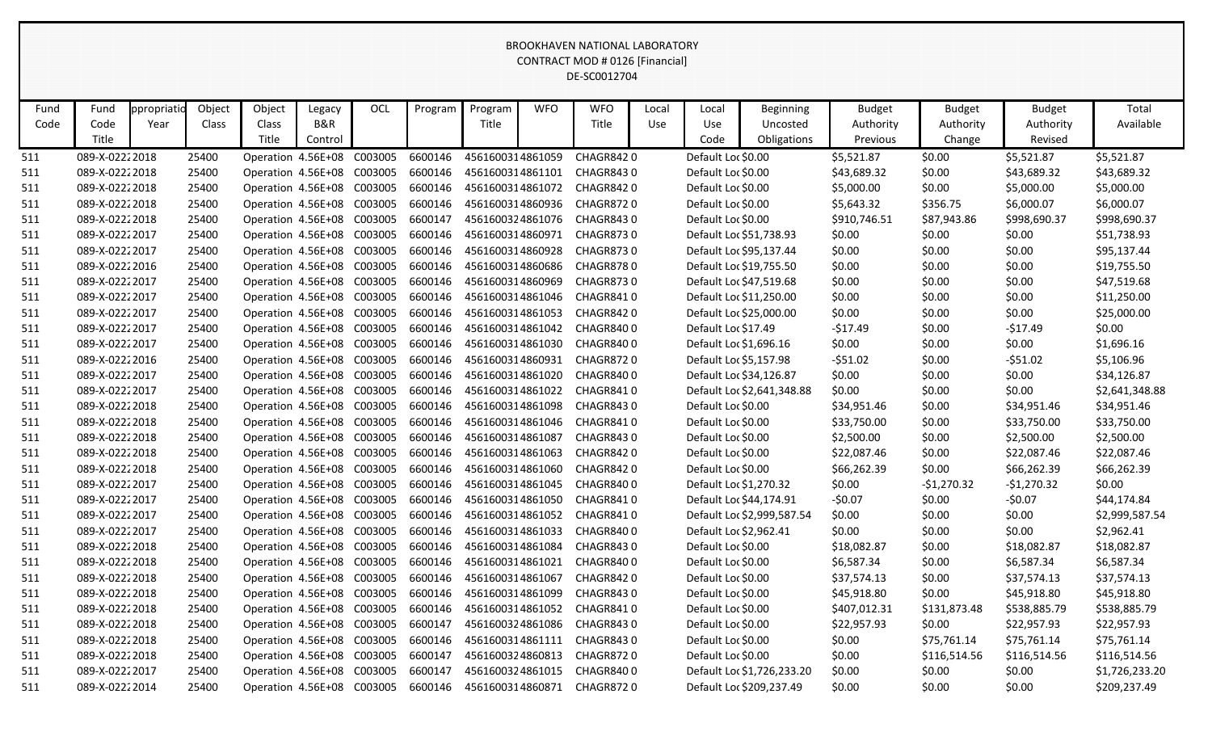BROOKHAVEN NATIONAL LABORATORY
CONTRACT MOD # 0126 [Financial]
DE-SC0012704

| Fund Code | Fund Code Title | ppropriatio Year | Object Class | Object Class Title | Legacy B&R Control | OCL | Program | Program Title | WFO | WFO Title | Local Use | Local Use Code | Beginning Uncosted Obligations | Budget Authority Previous | Budget Authority Change | Budget Authority Revised | Total Available |
|---|---|---|---|---|---|---|---|---|---|---|---|---|---|---|---|---|---|
| 511 | 089-X-0222 | 2018 | 25400 | Operation | 4.56E+08 | C003005 | 6600146 | 4561600314 | 861059 | CHAGR842 | 0 | Default Loc | $0.00 | $5,521.87 | $0.00 | $5,521.87 | $5,521.87 |
| 511 | 089-X-0222 | 2018 | 25400 | Operation | 4.56E+08 | C003005 | 6600146 | 4561600314 | 861101 | CHAGR843 | 0 | Default Loc | $0.00 | $43,689.32 | $0.00 | $43,689.32 | $43,689.32 |
| 511 | 089-X-0222 | 2018 | 25400 | Operation | 4.56E+08 | C003005 | 6600146 | 4561600314 | 861072 | CHAGR842 | 0 | Default Loc | $0.00 | $5,000.00 | $0.00 | $5,000.00 | $5,000.00 |
| 511 | 089-X-0222 | 2018 | 25400 | Operation | 4.56E+08 | C003005 | 6600146 | 4561600314 | 860936 | CHAGR872 | 0 | Default Loc | $0.00 | $5,643.32 | $356.75 | $6,000.07 | $6,000.07 |
| 511 | 089-X-0222 | 2018 | 25400 | Operation | 4.56E+08 | C003005 | 6600147 | 4561600324 | 861076 | CHAGR843 | 0 | Default Loc | $0.00 | $910,746.51 | $87,943.86 | $998,690.37 | $998,690.37 |
| 511 | 089-X-0222 | 2017 | 25400 | Operation | 4.56E+08 | C003005 | 6600146 | 4561600314 | 860971 | CHAGR873 | 0 | Default Loc | $51,738.93 | $0.00 | $0.00 | $0.00 | $51,738.93 |
| 511 | 089-X-0222 | 2017 | 25400 | Operation | 4.56E+08 | C003005 | 6600146 | 4561600314 | 860928 | CHAGR873 | 0 | Default Loc | $95,137.44 | $0.00 | $0.00 | $0.00 | $95,137.44 |
| 511 | 089-X-0222 | 2016 | 25400 | Operation | 4.56E+08 | C003005 | 6600146 | 4561600314 | 860686 | CHAGR878 | 0 | Default Loc | $19,755.50 | $0.00 | $0.00 | $0.00 | $19,755.50 |
| 511 | 089-X-0222 | 2017 | 25400 | Operation | 4.56E+08 | C003005 | 6600146 | 4561600314 | 860969 | CHAGR873 | 0 | Default Loc | $47,519.68 | $0.00 | $0.00 | $0.00 | $47,519.68 |
| 511 | 089-X-0222 | 2017 | 25400 | Operation | 4.56E+08 | C003005 | 6600146 | 4561600314 | 861046 | CHAGR841 | 0 | Default Loc | $11,250.00 | $0.00 | $0.00 | $0.00 | $11,250.00 |
| 511 | 089-X-0222 | 2017 | 25400 | Operation | 4.56E+08 | C003005 | 6600146 | 4561600314 | 861053 | CHAGR842 | 0 | Default Loc | $25,000.00 | $0.00 | $0.00 | $0.00 | $25,000.00 |
| 511 | 089-X-0222 | 2017 | 25400 | Operation | 4.56E+08 | C003005 | 6600146 | 4561600314 | 861042 | CHAGR840 | 0 | Default Loc | $17.49 | -$17.49 | $0.00 | -$17.49 | $0.00 |
| 511 | 089-X-0222 | 2017 | 25400 | Operation | 4.56E+08 | C003005 | 6600146 | 4561600314 | 861030 | CHAGR840 | 0 | Default Loc | $1,696.16 | $0.00 | $0.00 | $0.00 | $1,696.16 |
| 511 | 089-X-0222 | 2016 | 25400 | Operation | 4.56E+08 | C003005 | 6600146 | 4561600314 | 860931 | CHAGR872 | 0 | Default Loc | $5,157.98 | -$51.02 | $0.00 | -$51.02 | $5,106.96 |
| 511 | 089-X-0222 | 2017 | 25400 | Operation | 4.56E+08 | C003005 | 6600146 | 4561600314 | 861020 | CHAGR840 | 0 | Default Loc | $34,126.87 | $0.00 | $0.00 | $0.00 | $34,126.87 |
| 511 | 089-X-0222 | 2017 | 25400 | Operation | 4.56E+08 | C003005 | 6600146 | 4561600314 | 861022 | CHAGR841 | 0 | Default Loc | $2,641,348.88 | $0.00 | $0.00 | $0.00 | $2,641,348.88 |
| 511 | 089-X-0222 | 2018 | 25400 | Operation | 4.56E+08 | C003005 | 6600146 | 4561600314 | 861098 | CHAGR843 | 0 | Default Loc | $0.00 | $34,951.46 | $0.00 | $34,951.46 | $34,951.46 |
| 511 | 089-X-0222 | 2018 | 25400 | Operation | 4.56E+08 | C003005 | 6600146 | 4561600314 | 861046 | CHAGR841 | 0 | Default Loc | $0.00 | $33,750.00 | $0.00 | $33,750.00 | $33,750.00 |
| 511 | 089-X-0222 | 2018 | 25400 | Operation | 4.56E+08 | C003005 | 6600146 | 4561600314 | 861087 | CHAGR843 | 0 | Default Loc | $0.00 | $2,500.00 | $0.00 | $2,500.00 | $2,500.00 |
| 511 | 089-X-0222 | 2018 | 25400 | Operation | 4.56E+08 | C003005 | 6600146 | 4561600314 | 861063 | CHAGR842 | 0 | Default Loc | $0.00 | $22,087.46 | $0.00 | $22,087.46 | $22,087.46 |
| 511 | 089-X-0222 | 2018 | 25400 | Operation | 4.56E+08 | C003005 | 6600146 | 4561600314 | 861060 | CHAGR842 | 0 | Default Loc | $0.00 | $66,262.39 | $0.00 | $66,262.39 | $66,262.39 |
| 511 | 089-X-0222 | 2017 | 25400 | Operation | 4.56E+08 | C003005 | 6600146 | 4561600314 | 861045 | CHAGR840 | 0 | Default Loc | $1,270.32 | $0.00 | -$1,270.32 | -$1,270.32 | $0.00 |
| 511 | 089-X-0222 | 2017 | 25400 | Operation | 4.56E+08 | C003005 | 6600146 | 4561600314 | 861050 | CHAGR841 | 0 | Default Loc | $44,174.91 | -$0.07 | $0.00 | -$0.07 | $44,174.84 |
| 511 | 089-X-0222 | 2017 | 25400 | Operation | 4.56E+08 | C003005 | 6600146 | 4561600314 | 861052 | CHAGR841 | 0 | Default Loc | $2,999,587.54 | $0.00 | $0.00 | $0.00 | $2,999,587.54 |
| 511 | 089-X-0222 | 2017 | 25400 | Operation | 4.56E+08 | C003005 | 6600146 | 4561600314 | 861033 | CHAGR840 | 0 | Default Loc | $2,962.41 | $0.00 | $0.00 | $0.00 | $2,962.41 |
| 511 | 089-X-0222 | 2018 | 25400 | Operation | 4.56E+08 | C003005 | 6600146 | 4561600314 | 861084 | CHAGR843 | 0 | Default Loc | $0.00 | $18,082.87 | $0.00 | $18,082.87 | $18,082.87 |
| 511 | 089-X-0222 | 2018 | 25400 | Operation | 4.56E+08 | C003005 | 6600146 | 4561600314 | 861021 | CHAGR840 | 0 | Default Loc | $0.00 | $6,587.34 | $0.00 | $6,587.34 | $6,587.34 |
| 511 | 089-X-0222 | 2018 | 25400 | Operation | 4.56E+08 | C003005 | 6600146 | 4561600314 | 861067 | CHAGR842 | 0 | Default Loc | $0.00 | $37,574.13 | $0.00 | $37,574.13 | $37,574.13 |
| 511 | 089-X-0222 | 2018 | 25400 | Operation | 4.56E+08 | C003005 | 6600146 | 4561600314 | 861099 | CHAGR843 | 0 | Default Loc | $0.00 | $45,918.80 | $0.00 | $45,918.80 | $45,918.80 |
| 511 | 089-X-0222 | 2018 | 25400 | Operation | 4.56E+08 | C003005 | 6600146 | 4561600314 | 861052 | CHAGR841 | 0 | Default Loc | $0.00 | $407,012.31 | $131,873.48 | $538,885.79 | $538,885.79 |
| 511 | 089-X-0222 | 2018 | 25400 | Operation | 4.56E+08 | C003005 | 6600147 | 4561600324 | 861086 | CHAGR843 | 0 | Default Loc | $0.00 | $22,957.93 | $0.00 | $22,957.93 | $22,957.93 |
| 511 | 089-X-0222 | 2018 | 25400 | Operation | 4.56E+08 | C003005 | 6600146 | 4561600314 | 861111 | CHAGR843 | 0 | Default Loc | $0.00 | $0.00 | $75,761.14 | $75,761.14 | $75,761.14 |
| 511 | 089-X-0222 | 2018 | 25400 | Operation | 4.56E+08 | C003005 | 6600147 | 4561600324 | 860813 | CHAGR872 | 0 | Default Loc | $0.00 | $0.00 | $116,514.56 | $116,514.56 | $116,514.56 |
| 511 | 089-X-0222 | 2017 | 25400 | Operation | 4.56E+08 | C003005 | 6600147 | 4561600324 | 861015 | CHAGR840 | 0 | Default Loc | $1,726,233.20 | $0.00 | $0.00 | $0.00 | $1,726,233.20 |
| 511 | 089-X-0222 | 2014 | 25400 | Operation | 4.56E+08 | C003005 | 6600146 | 4561600314 | 860871 | CHAGR872 | 0 | Default Loc | $209,237.49 | $0.00 | $0.00 | $0.00 | $209,237.49 |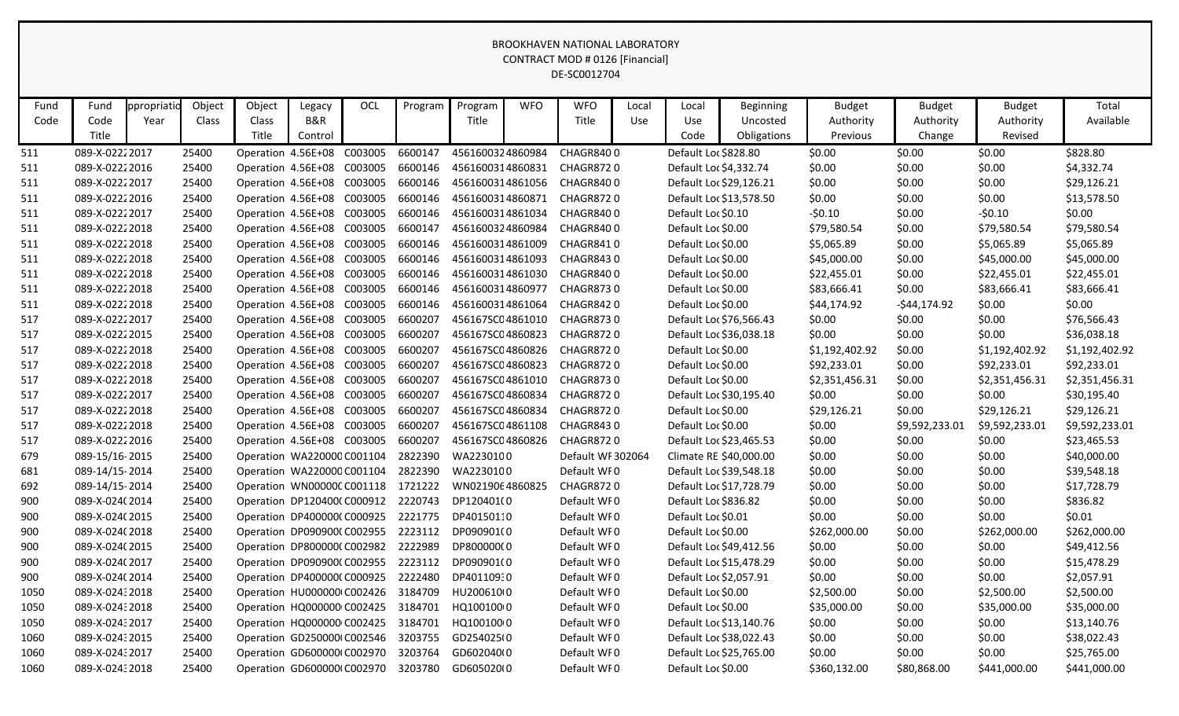BROOKHAVEN NATIONAL LABORATORY
CONTRACT MOD # 0126 [Financial]
DE-SC0012704

| Fund Code | Fund Code Title | ppropriatio Year | Object Class | Object Class Title | Legacy B&R Control | OCL | Program | Program Title | WFO | WFO Title | Local Use | Local Use Code | Beginning Uncosted Obligations | Budget Authority Previous | Budget Authority Change | Budget Authority Revised | Total Available |
|---|---|---|---|---|---|---|---|---|---|---|---|---|---|---|---|---|---|
| 511 | 089-X-0222 | 2017 | 25400 | Operation | 4.56E+08 | C003005 | 6600147 | 45616003 | 24860984 | CHAGR840 | 0 | Default Loc | $828.80 | $0.00 | $0.00 | $0.00 | $828.80 |
| 511 | 089-X-0222 | 2016 | 25400 | Operation | 4.56E+08 | C003005 | 6600146 | 45616003 | 14860831 | CHAGR872 | 0 | Default Loc | $4,332.74 | $0.00 | $0.00 | $0.00 | $4,332.74 |
| 511 | 089-X-0222 | 2017 | 25400 | Operation | 4.56E+08 | C003005 | 6600146 | 45616003 | 14861056 | CHAGR840 | 0 | Default Loc | $29,126.21 | $0.00 | $0.00 | $0.00 | $29,126.21 |
| 511 | 089-X-0222 | 2016 | 25400 | Operation | 4.56E+08 | C003005 | 6600146 | 45616003 | 14860871 | CHAGR872 | 0 | Default Loc | $13,578.50 | $0.00 | $0.00 | $0.00 | $13,578.50 |
| 511 | 089-X-0222 | 2017 | 25400 | Operation | 4.56E+08 | C003005 | 6600146 | 45616003 | 14861034 | CHAGR840 | 0 | Default Loc | $0.10 | -$0.10 | $0.00 | -$0.10 | $0.00 |
| 511 | 089-X-0222 | 2018 | 25400 | Operation | 4.56E+08 | C003005 | 6600147 | 45616003 | 24860984 | CHAGR840 | 0 | Default Loc | $0.00 | $79,580.54 | $0.00 | $79,580.54 | $79,580.54 |
| 511 | 089-X-0222 | 2018 | 25400 | Operation | 4.56E+08 | C003005 | 6600146 | 45616003 | 14861009 | CHAGR841 | 0 | Default Loc | $0.00 | $5,065.89 | $0.00 | $5,065.89 | $5,065.89 |
| 511 | 089-X-0222 | 2018 | 25400 | Operation | 4.56E+08 | C003005 | 6600146 | 45616003 | 14861093 | CHAGR843 | 0 | Default Loc | $0.00 | $45,000.00 | $0.00 | $45,000.00 | $45,000.00 |
| 511 | 089-X-0222 | 2018 | 25400 | Operation | 4.56E+08 | C003005 | 6600146 | 45616003 | 14861030 | CHAGR840 | 0 | Default Loc | $0.00 | $22,455.01 | $0.00 | $22,455.01 | $22,455.01 |
| 511 | 089-X-0222 | 2018 | 25400 | Operation | 4.56E+08 | C003005 | 6600146 | 45616003 | 14860977 | CHAGR873 | 0 | Default Loc | $0.00 | $83,666.41 | $0.00 | $83,666.41 | $83,666.41 |
| 511 | 089-X-0222 | 2018 | 25400 | Operation | 4.56E+08 | C003005 | 6600146 | 45616003 | 14861064 | CHAGR842 | 0 | Default Loc | $0.00 | $44,174.92 | -$44,174.92 | $0.00 | $0.00 |
| 517 | 089-X-0222 | 2017 | 25400 | Operation | 4.56E+08 | C003005 | 6600207 | 456167SC0 | 4861010 | CHAGR873 | 0 | Default Loc | $76,566.43 | $0.00 | $0.00 | $0.00 | $76,566.43 |
| 517 | 089-X-0222 | 2015 | 25400 | Operation | 4.56E+08 | C003005 | 6600207 | 456167SC0 | 4860823 | CHAGR872 | 0 | Default Loc | $36,038.18 | $0.00 | $0.00 | $0.00 | $36,038.18 |
| 517 | 089-X-0222 | 2018 | 25400 | Operation | 4.56E+08 | C003005 | 6600207 | 456167SC0 | 4860826 | CHAGR872 | 0 | Default Loc | $0.00 | $1,192,402.92 | $0.00 | $1,192,402.92 | $1,192,402.92 |
| 517 | 089-X-0222 | 2018 | 25400 | Operation | 4.56E+08 | C003005 | 6600207 | 456167SC0 | 4860823 | CHAGR872 | 0 | Default Loc | $0.00 | $92,233.01 | $0.00 | $92,233.01 | $92,233.01 |
| 517 | 089-X-0222 | 2018 | 25400 | Operation | 4.56E+08 | C003005 | 6600207 | 456167SC0 | 4861010 | CHAGR873 | 0 | Default Loc | $0.00 | $2,351,456.31 | $0.00 | $2,351,456.31 | $2,351,456.31 |
| 517 | 089-X-0222 | 2017 | 25400 | Operation | 4.56E+08 | C003005 | 6600207 | 456167SC0 | 4860834 | CHAGR872 | 0 | Default Loc | $30,195.40 | $0.00 | $0.00 | $0.00 | $30,195.40 |
| 517 | 089-X-0222 | 2018 | 25400 | Operation | 4.56E+08 | C003005 | 6600207 | 456167SC0 | 4860834 | CHAGR872 | 0 | Default Loc | $0.00 | $29,126.21 | $0.00 | $29,126.21 | $29,126.21 |
| 517 | 089-X-0222 | 2018 | 25400 | Operation | 4.56E+08 | C003005 | 6600207 | 456167SC0 | 4861108 | CHAGR843 | 0 | Default Loc | $0.00 | $0.00 | $9,592,233.01 | $9,592,233.01 | $9,592,233.01 |
| 517 | 089-X-0222 | 2016 | 25400 | Operation | 4.56E+08 | C003005 | 6600207 | 456167SC0 | 4860826 | CHAGR872 | 0 | Default Loc | $23,465.53 | $0.00 | $0.00 | $0.00 | $23,465.53 |
| 679 | 089-15/16- | 2015 | 25400 | Operation | WA220000 | C001104 | 2822390 | WA2230100 | | Default WF | 302064 | Climate RE | $40,000.00 | $0.00 | $0.00 | $0.00 | $40,000.00 |
| 681 | 089-14/15- | 2014 | 25400 | Operation | WA220000 | C001104 | 2822390 | WA2230100 | | Default WF | 0 | Default Loc | $39,548.18 | $0.00 | $0.00 | $0.00 | $39,548.18 |
| 692 | 089-14/15- | 2014 | 25400 | Operation | WN000000 | C001118 | 1721222 | WN021906 | 4860825 | CHAGR872 | 0 | Default Loc | $17,728.79 | $0.00 | $0.00 | $0.00 | $17,728.79 |
| 900 | 089-X-024( | 2014 | 25400 | Operation | DP120400( | C000912 | 2220743 | DP120401( | 0 | Default WF | 0 | Default Loc | $836.82 | $0.00 | $0.00 | $0.00 | $836.82 |
| 900 | 089-X-024( | 2015 | 25400 | Operation | DP400000( | C000925 | 2221775 | DP401501 | 0 | Default WF | 0 | Default Loc | $0.01 | $0.00 | $0.00 | $0.00 | $0.01 |
| 900 | 089-X-024( | 2018 | 25400 | Operation | DP090900( | C002955 | 2223112 | DP090901( | 0 | Default WF | 0 | Default Loc | $0.00 | $262,000.00 | $0.00 | $262,000.00 | $262,000.00 |
| 900 | 089-X-024( | 2015 | 25400 | Operation | DP800000( | C002982 | 2222989 | DP800000( | 0 | Default WF | 0 | Default Loc | $49,412.56 | $0.00 | $0.00 | $0.00 | $49,412.56 |
| 900 | 089-X-024( | 2017 | 25400 | Operation | DP090900( | C002955 | 2223112 | DP090901( | 0 | Default WF | 0 | Default Loc | $15,478.29 | $0.00 | $0.00 | $0.00 | $15,478.29 |
| 900 | 089-X-024( | 2014 | 25400 | Operation | DP400000( | C000925 | 2222480 | DP401109 | 0 | Default WF | 0 | Default Loc | $2,057.91 | $0.00 | $0.00 | $0.00 | $2,057.91 |
| 1050 | 089-X-0243 | 2018 | 25400 | Operation | HU000000 | C002426 | 3184709 | HU200610 | 0 | Default WF | 0 | Default Loc | $0.00 | $2,500.00 | $0.00 | $2,500.00 | $2,500.00 |
| 1050 | 089-X-0243 | 2018 | 25400 | Operation | HQ000000 | C002425 | 3184701 | HQ100100 | 0 | Default WF | 0 | Default Loc | $0.00 | $35,000.00 | $0.00 | $35,000.00 | $35,000.00 |
| 1050 | 089-X-0243 | 2017 | 25400 | Operation | HQ000000 | C002425 | 3184701 | HQ100100 | 0 | Default WF | 0 | Default Loc | $13,140.76 | $0.00 | $0.00 | $0.00 | $13,140.76 |
| 1060 | 089-X-0243 | 2015 | 25400 | Operation | GD250000 | C002546 | 3203755 | GD254025( | 0 | Default WF | 0 | Default Loc | $38,022.43 | $0.00 | $0.00 | $0.00 | $38,022.43 |
| 1060 | 089-X-0243 | 2017 | 25400 | Operation | GD600000 | C002970 | 3203764 | GD602040( | 0 | Default WF | 0 | Default Loc | $25,765.00 | $0.00 | $0.00 | $0.00 | $25,765.00 |
| 1060 | 089-X-0243 | 2018 | 25400 | Operation | GD600000 | C002970 | 3203780 | GD605020( | 0 | Default WF | 0 | Default Loc | $0.00 | $360,132.00 | $80,868.00 | $441,000.00 | $441,000.00 |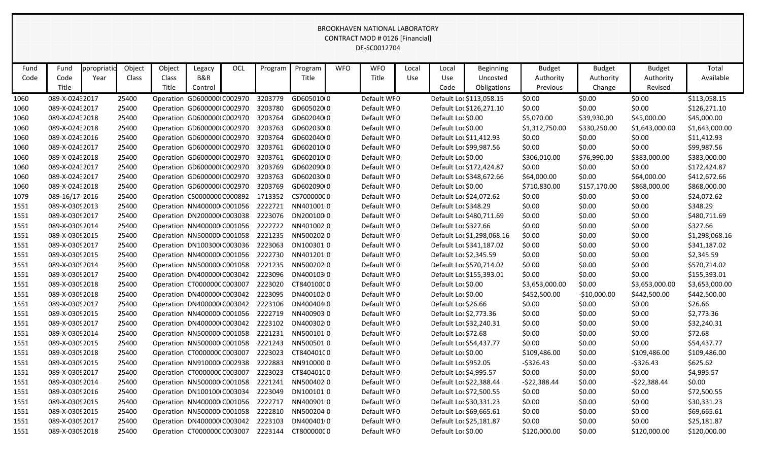BROOKHAVEN NATIONAL LABORATORY
CONTRACT MOD # 0126 [Financial]
DE-SC0012704

| Fund Code | Fund Code Title | ppropriatio Year | Object Class | Object Class Title | Legacy B&R Control | OCL | Program | Program Title | WFO | WFO Title | Local Use | Local Use Code | Beginning Uncosted Obligations | Budget Authority Previous | Budget Authority Change | Budget Authority Revised | Total Available |
|---|---|---|---|---|---|---|---|---|---|---|---|---|---|---|---|---|---|
| 1060 | 089-X-024: | 2017 | 25400 | Operation | GD600000( | C002970 | 3203779 | GD605010( | 0 | Default WF | 0 | Default Loc | $113,058.15 | $0.00 | $0.00 | $0.00 | $113,058.15 |
| 1060 | 089-X-024: | 2017 | 25400 | Operation | GD600000( | C002970 | 3203780 | GD605020( | 0 | Default WF | 0 | Default Loc | $126,271.10 | $0.00 | $0.00 | $0.00 | $126,271.10 |
| 1060 | 089-X-024: | 2018 | 25400 | Operation | GD600000( | C002970 | 3203764 | GD602040( | 0 | Default WF | 0 | Default Loc | $0.00 | $5,070.00 | $39,930.00 | $45,000.00 | $45,000.00 |
| 1060 | 089-X-024: | 2018 | 25400 | Operation | GD600000( | C002970 | 3203763 | GD602030( | 0 | Default WF | 0 | Default Loc | $0.00 | $1,312,750.00 | $330,250.00 | $1,643,000.00 | $1,643,000.00 |
| 1060 | 089-X-024: | 2016 | 25400 | Operation | GD600000( | C002970 | 3203764 | GD602040( | 0 | Default WF | 0 | Default Loc | $11,412.93 | $0.00 | $0.00 | $0.00 | $11,412.93 |
| 1060 | 089-X-024: | 2017 | 25400 | Operation | GD600000( | C002970 | 3203761 | GD602010( | 0 | Default WF | 0 | Default Loc | $99,987.56 | $0.00 | $0.00 | $0.00 | $99,987.56 |
| 1060 | 089-X-024: | 2018 | 25400 | Operation | GD600000( | C002970 | 3203761 | GD602010( | 0 | Default WF | 0 | Default Loc | $0.00 | $306,010.00 | $76,990.00 | $383,000.00 | $383,000.00 |
| 1060 | 089-X-024: | 2017 | 25400 | Operation | GD600000( | C002970 | 3203769 | GD602090( | 0 | Default WF | 0 | Default Loc | $172,424.87 | $0.00 | $0.00 | $0.00 | $172,424.87 |
| 1060 | 089-X-024: | 2017 | 25400 | Operation | GD600000( | C002970 | 3203763 | GD602030( | 0 | Default WF | 0 | Default Loc | $348,672.66 | $64,000.00 | $0.00 | $64,000.00 | $412,672.66 |
| 1060 | 089-X-024: | 2018 | 25400 | Operation | GD600000( | C002970 | 3203769 | GD602090( | 0 | Default WF | 0 | Default Loc | $0.00 | $710,830.00 | $157,170.00 | $868,000.00 | $868,000.00 |
| 1079 | 089-16/17- | 2016 | 25400 | Operation | CS0000000 | C000892 | 1713352 | CS7000000 | 0 | Default WF | 0 | Default Loc | $24,072.62 | $0.00 | $0.00 | $0.00 | $24,072.62 |
| 1551 | 089-X-030! | 2013 | 25400 | Operation | NN400000 | C001056 | 2222721 | NN401001 | 0 | Default WF | 0 | Default Loc | $348.29 | $0.00 | $0.00 | $0.00 | $348.29 |
| 1551 | 089-X-030! | 2017 | 25400 | Operation | DN200000 | C003038 | 2223076 | DN200100 | 0 | Default WF | 0 | Default Loc | $480,711.69 | $0.00 | $0.00 | $0.00 | $480,711.69 |
| 1551 | 089-X-030! | 2014 | 25400 | Operation | NN400000 | C001056 | 2222722 | NN401002 | 0 | Default WF | 0 | Default Loc | $327.66 | $0.00 | $0.00 | $0.00 | $327.66 |
| 1551 | 089-X-030! | 2015 | 25400 | Operation | NN500000 | C001058 | 2221235 | NN500202 | 0 | Default WF | 0 | Default Loc | $1,298,068.16 | $0.00 | $0.00 | $0.00 | $1,298,068.16 |
| 1551 | 089-X-030! | 2017 | 25400 | Operation | DN100300 | C003036 | 2223063 | DN100301 | 0 | Default WF | 0 | Default Loc | $341,187.02 | $0.00 | $0.00 | $0.00 | $341,187.02 |
| 1551 | 089-X-030! | 2015 | 25400 | Operation | NN400000 | C001056 | 2222730 | NN401201 | 0 | Default WF | 0 | Default Loc | $2,345.59 | $0.00 | $0.00 | $0.00 | $2,345.59 |
| 1551 | 089-X-030! | 2014 | 25400 | Operation | NN500000 | C001058 | 2221235 | NN500202 | 0 | Default WF | 0 | Default Loc | $570,714.02 | $0.00 | $0.00 | $0.00 | $570,714.02 |
| 1551 | 089-X-030! | 2017 | 25400 | Operation | DN400000 | C003042 | 2223096 | DN400103 | 0 | Default WF | 0 | Default Loc | $155,393.01 | $0.00 | $0.00 | $0.00 | $155,393.01 |
| 1551 | 089-X-030! | 2018 | 25400 | Operation | CT000000C | C003007 | 2223020 | CT840100C | 0 | Default WF | 0 | Default Loc | $0.00 | $3,653,000.00 | $0.00 | $3,653,000.00 | $3,653,000.00 |
| 1551 | 089-X-030! | 2018 | 25400 | Operation | DN400000 | C003042 | 2223095 | DN400102 | 0 | Default WF | 0 | Default Loc | $0.00 | $452,500.00 | -$10,000.00 | $442,500.00 | $442,500.00 |
| 1551 | 089-X-030! | 2017 | 25400 | Operation | DN400000 | C003042 | 2223106 | DN400404 | 0 | Default WF | 0 | Default Loc | $26.66 | $0.00 | $0.00 | $0.00 | $26.66 |
| 1551 | 089-X-030! | 2015 | 25400 | Operation | NN400000 | C001056 | 2222719 | NN400903 | 0 | Default WF | 0 | Default Loc | $2,773.36 | $0.00 | $0.00 | $0.00 | $2,773.36 |
| 1551 | 089-X-030! | 2017 | 25400 | Operation | DN400000 | C003042 | 2223102 | DN400302 | 0 | Default WF | 0 | Default Loc | $32,240.31 | $0.00 | $0.00 | $0.00 | $32,240.31 |
| 1551 | 089-X-030! | 2014 | 25400 | Operation | NN500000 | C001058 | 2221231 | NN500101 | 0 | Default WF | 0 | Default Loc | $72.68 | $0.00 | $0.00 | $0.00 | $72.68 |
| 1551 | 089-X-030! | 2015 | 25400 | Operation | NN500000 | C001058 | 2221243 | NN500501 | 0 | Default WF | 0 | Default Loc | $54,437.77 | $0.00 | $0.00 | $0.00 | $54,437.77 |
| 1551 | 089-X-030! | 2018 | 25400 | Operation | CT000000C | C003007 | 2223023 | CT840401C | 0 | Default WF | 0 | Default Loc | $0.00 | $109,486.00 | $0.00 | $109,486.00 | $109,486.00 |
| 1551 | 089-X-030! | 2015 | 25400 | Operation | NN910000 | C002938 | 2222883 | NN910000 | 0 | Default WF | 0 | Default Loc | $952.05 | -$326.43 | $0.00 | -$326.43 | $625.62 |
| 1551 | 089-X-030! | 2017 | 25400 | Operation | CT000000C | C003007 | 2223023 | CT840401C | 0 | Default WF | 0 | Default Loc | $4,995.57 | $0.00 | $0.00 | $0.00 | $4,995.57 |
| 1551 | 089-X-030! | 2014 | 25400 | Operation | NN500000 | C001058 | 2221241 | NN500402 | 0 | Default WF | 0 | Default Loc | $22,388.44 | -$22,388.44 | $0.00 | -$22,388.44 | $0.00 |
| 1551 | 089-X-030! | 2016 | 25400 | Operation | DN100100 | C003034 | 2223049 | DN100101 | 0 | Default WF | 0 | Default Loc | $72,500.55 | $0.00 | $0.00 | $0.00 | $72,500.55 |
| 1551 | 089-X-030! | 2015 | 25400 | Operation | NN400000 | C001056 | 2222717 | NN400901 | 0 | Default WF | 0 | Default Loc | $30,331.23 | $0.00 | $0.00 | $0.00 | $30,331.23 |
| 1551 | 089-X-030! | 2015 | 25400 | Operation | NN500000 | C001058 | 2222810 | NN500204 | 0 | Default WF | 0 | Default Loc | $69,665.61 | $0.00 | $0.00 | $0.00 | $69,665.61 |
| 1551 | 089-X-030! | 2017 | 25400 | Operation | DN400000 | C003042 | 2223103 | DN400401 | 0 | Default WF | 0 | Default Loc | $25,181.87 | $0.00 | $0.00 | $0.00 | $25,181.87 |
| 1551 | 089-X-030! | 2018 | 25400 | Operation | CT000000C | C003007 | 2223144 | CT800000C | 0 | Default WF | 0 | Default Loc | $0.00 | $120,000.00 | $0.00 | $120,000.00 | $120,000.00 |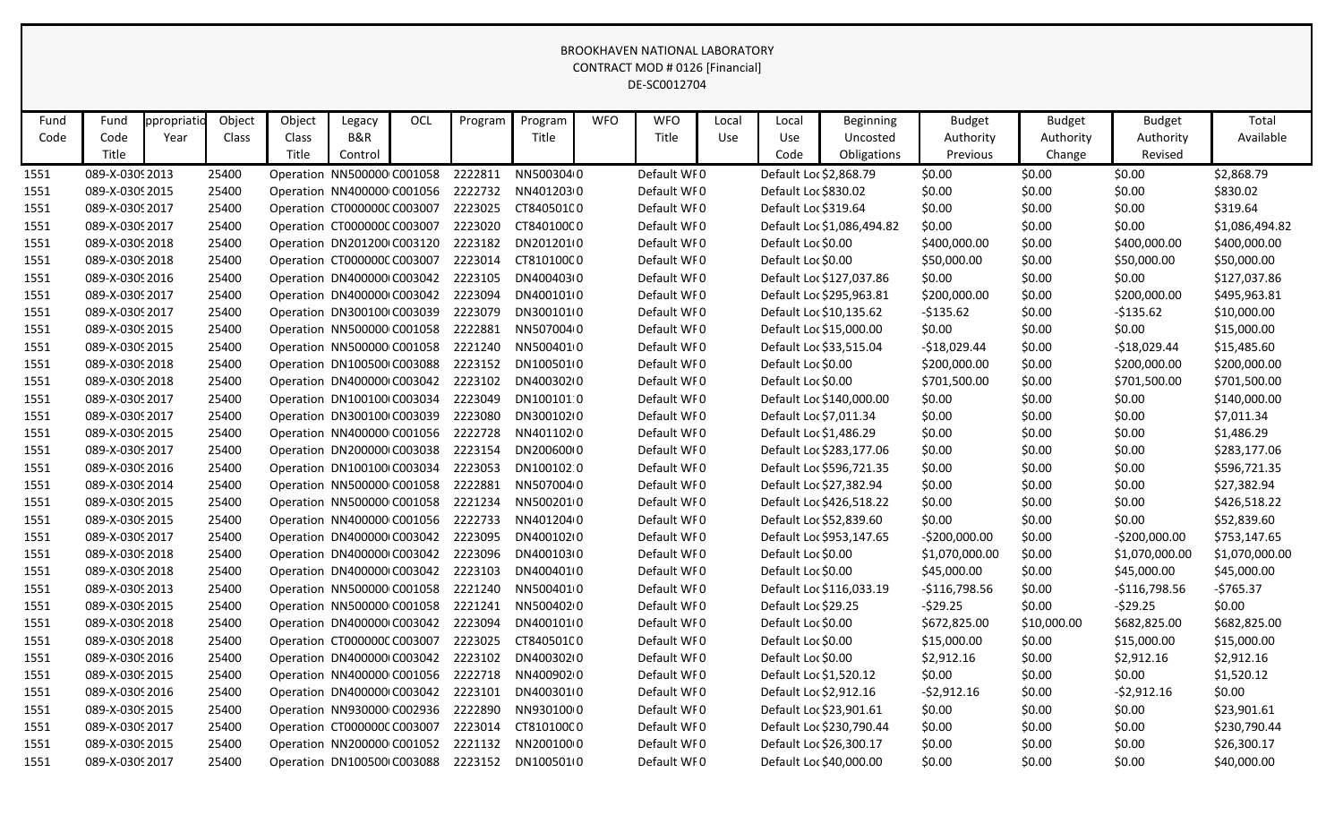BROOKHAVEN NATIONAL LABORATORY
CONTRACT MOD # 0126 [Financial]
DE-SC0012704

| Fund Code | Fund Code Title | ppropriatio Year | Object Class | Object Class Title | Legacy B&R Control | OCL | Program | Program Title | WFO | WFO Title | Local Use | Local Use Code | Beginning Uncosted Obligations | Budget Authority Previous | Budget Authority Change | Budget Authority Revised | Total Available |
|---|---|---|---|---|---|---|---|---|---|---|---|---|---|---|---|---|---|
| 1551 | 089-X-0309 | 2013 | 25400 | Operation | NN500000 | C001058 | 2222811 | NN500304 | 0 | Default WF | 0 | Default Loc | $2,868.79 | $0.00 | $0.00 | $0.00 | $2,868.79 |
| 1551 | 089-X-0309 | 2015 | 25400 | Operation | NN400000 | C001056 | 2222732 | NN401203 | 0 | Default WF | 0 | Default Loc | $830.02 | $0.00 | $0.00 | $0.00 | $830.02 |
| 1551 | 089-X-0309 | 2017 | 25400 | Operation | CT000000 | C003007 | 2223025 | CT840501 | 0 | Default WF | 0 | Default Loc | $319.64 | $0.00 | $0.00 | $0.00 | $319.64 |
| 1551 | 089-X-0309 | 2017 | 25400 | Operation | CT000000 | C003007 | 2223020 | CT840100 | 0 | Default WF | 0 | Default Loc | $1,086,494.82 | $0.00 | $0.00 | $0.00 | $1,086,494.82 |
| 1551 | 089-X-0309 | 2018 | 25400 | Operation | DN201200 | C003120 | 2223182 | DN201201 | 0 | Default WF | 0 | Default Loc | $0.00 | $400,000.00 | $0.00 | $400,000.00 | $400,000.00 |
| 1551 | 089-X-0309 | 2018 | 25400 | Operation | CT000000 | C003007 | 2223014 | CT810100 | 0 | Default WF | 0 | Default Loc | $0.00 | $50,000.00 | $0.00 | $50,000.00 | $50,000.00 |
| 1551 | 089-X-0309 | 2016 | 25400 | Operation | DN400000 | C003042 | 2223105 | DN400403 | 0 | Default WF | 0 | Default Loc | $127,037.86 | $0.00 | $0.00 | $0.00 | $127,037.86 |
| 1551 | 089-X-0309 | 2017 | 25400 | Operation | DN400000 | C003042 | 2223094 | DN400101 | 0 | Default WF | 0 | Default Loc | $295,963.81 | $200,000.00 | $0.00 | $200,000.00 | $495,963.81 |
| 1551 | 089-X-0309 | 2017 | 25400 | Operation | DN300100 | C003039 | 2223079 | DN300101 | 0 | Default WF | 0 | Default Loc | $10,135.62 | -$135.62 | $0.00 | -$135.62 | $10,000.00 |
| 1551 | 089-X-0309 | 2015 | 25400 | Operation | NN500000 | C001058 | 2222881 | NN507004 | 0 | Default WF | 0 | Default Loc | $15,000.00 | $0.00 | $0.00 | $0.00 | $15,000.00 |
| 1551 | 089-X-0309 | 2015 | 25400 | Operation | NN500000 | C001058 | 2221240 | NN500401 | 0 | Default WF | 0 | Default Loc | $33,515.04 | -$18,029.44 | $0.00 | -$18,029.44 | $15,485.60 |
| 1551 | 089-X-0309 | 2018 | 25400 | Operation | DN100500 | C003088 | 2223152 | DN100501 | 0 | Default WF | 0 | Default Loc | $0.00 | $200,000.00 | $0.00 | $200,000.00 | $200,000.00 |
| 1551 | 089-X-0309 | 2018 | 25400 | Operation | DN400000 | C003042 | 2223102 | DN400302 | 0 | Default WF | 0 | Default Loc | $0.00 | $701,500.00 | $0.00 | $701,500.00 | $701,500.00 |
| 1551 | 089-X-0309 | 2017 | 25400 | Operation | DN100100 | C003034 | 2223049 | DN100101 | 0 | Default WF | 0 | Default Loc | $140,000.00 | $0.00 | $0.00 | $0.00 | $140,000.00 |
| 1551 | 089-X-0309 | 2017 | 25400 | Operation | DN300100 | C003039 | 2223080 | DN300102 | 0 | Default WF | 0 | Default Loc | $7,011.34 | $0.00 | $0.00 | $0.00 | $7,011.34 |
| 1551 | 089-X-0309 | 2015 | 25400 | Operation | NN400000 | C001056 | 2222728 | NN401102 | 0 | Default WF | 0 | Default Loc | $1,486.29 | $0.00 | $0.00 | $0.00 | $1,486.29 |
| 1551 | 089-X-0309 | 2017 | 25400 | Operation | DN200000 | C003038 | 2223154 | DN200600 | 0 | Default WF | 0 | Default Loc | $283,177.06 | $0.00 | $0.00 | $0.00 | $283,177.06 |
| 1551 | 089-X-0309 | 2016 | 25400 | Operation | DN100100 | C003034 | 2223053 | DN100102 | 0 | Default WF | 0 | Default Loc | $596,721.35 | $0.00 | $0.00 | $0.00 | $596,721.35 |
| 1551 | 089-X-0309 | 2014 | 25400 | Operation | NN500000 | C001058 | 2222881 | NN507004 | 0 | Default WF | 0 | Default Loc | $27,382.94 | $0.00 | $0.00 | $0.00 | $27,382.94 |
| 1551 | 089-X-0309 | 2015 | 25400 | Operation | NN500000 | C001058 | 2221234 | NN500201 | 0 | Default WF | 0 | Default Loc | $426,518.22 | $0.00 | $0.00 | $0.00 | $426,518.22 |
| 1551 | 089-X-0309 | 2015 | 25400 | Operation | NN400000 | C001056 | 2222733 | NN401204 | 0 | Default WF | 0 | Default Loc | $52,839.60 | $0.00 | $0.00 | $0.00 | $52,839.60 |
| 1551 | 089-X-0309 | 2017 | 25400 | Operation | DN400000 | C003042 | 2223095 | DN400102 | 0 | Default WF | 0 | Default Loc | $953,147.65 | -$200,000.00 | $0.00 | -$200,000.00 | $753,147.65 |
| 1551 | 089-X-0309 | 2018 | 25400 | Operation | DN400000 | C003042 | 2223096 | DN400103 | 0 | Default WF | 0 | Default Loc | $0.00 | $1,070,000.00 | $0.00 | $1,070,000.00 | $1,070,000.00 |
| 1551 | 089-X-0309 | 2018 | 25400 | Operation | DN400000 | C003042 | 2223103 | DN400401 | 0 | Default WF | 0 | Default Loc | $0.00 | $45,000.00 | $0.00 | $45,000.00 | $45,000.00 |
| 1551 | 089-X-0309 | 2013 | 25400 | Operation | NN500000 | C001058 | 2221240 | NN500401 | 0 | Default WF | 0 | Default Loc | $116,033.19 | -$116,798.56 | $0.00 | -$116,798.56 | -$765.37 |
| 1551 | 089-X-0309 | 2015 | 25400 | Operation | NN500000 | C001058 | 2221241 | NN500402 | 0 | Default WF | 0 | Default Loc | $29.25 | -$29.25 | $0.00 | -$29.25 | $0.00 |
| 1551 | 089-X-0309 | 2018 | 25400 | Operation | DN400000 | C003042 | 2223094 | DN400101 | 0 | Default WF | 0 | Default Loc | $0.00 | $672,825.00 | $10,000.00 | $682,825.00 | $682,825.00 |
| 1551 | 089-X-0309 | 2018 | 25400 | Operation | CT000000 | C003007 | 2223025 | CT840501 | 0 | Default WF | 0 | Default Loc | $0.00 | $15,000.00 | $0.00 | $15,000.00 | $15,000.00 |
| 1551 | 089-X-0309 | 2016 | 25400 | Operation | DN400000 | C003042 | 2223102 | DN400302 | 0 | Default WF | 0 | Default Loc | $0.00 | $2,912.16 | $0.00 | $2,912.16 | $2,912.16 |
| 1551 | 089-X-0309 | 2015 | 25400 | Operation | NN400000 | C001056 | 2222718 | NN400902 | 0 | Default WF | 0 | Default Loc | $1,520.12 | $0.00 | $0.00 | $0.00 | $1,520.12 |
| 1551 | 089-X-0309 | 2016 | 25400 | Operation | DN400000 | C003042 | 2223101 | DN400301 | 0 | Default WF | 0 | Default Loc | $2,912.16 | -$2,912.16 | $0.00 | -$2,912.16 | $0.00 |
| 1551 | 089-X-0309 | 2015 | 25400 | Operation | NN930000 | C002936 | 2222890 | NN930100 | 0 | Default WF | 0 | Default Loc | $23,901.61 | $0.00 | $0.00 | $0.00 | $23,901.61 |
| 1551 | 089-X-0309 | 2017 | 25400 | Operation | CT000000 | C003007 | 2223014 | CT810100 | 0 | Default WF | 0 | Default Loc | $230,790.44 | $0.00 | $0.00 | $0.00 | $230,790.44 |
| 1551 | 089-X-0309 | 2015 | 25400 | Operation | NN200000 | C001052 | 2221132 | NN200100 | 0 | Default WF | 0 | Default Loc | $26,300.17 | $0.00 | $0.00 | $0.00 | $26,300.17 |
| 1551 | 089-X-0309 | 2017 | 25400 | Operation | DN100500 | C003088 | 2223152 | DN100501 | 0 | Default WF | 0 | Default Loc | $40,000.00 | $0.00 | $0.00 | $0.00 | $40,000.00 |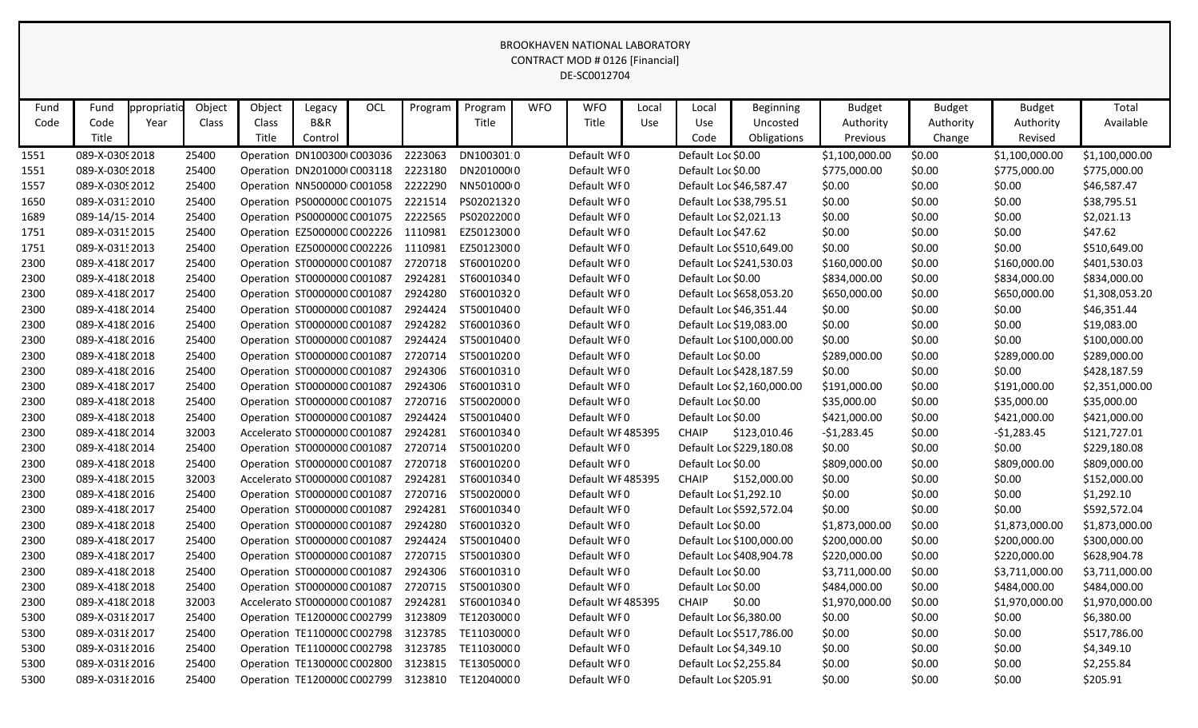BROOKHAVEN NATIONAL LABORATORY
CONTRACT MOD # 0126 [Financial]
DE-SC0012704

| Fund Code | Fund Code Title | ppropriatio Year | Object Class | Object Class Title | Legacy B&R Control | OCL | Program | Program Title | WFO | WFO Title | Local Use | Local Use Code | Beginning Uncosted Obligations | Budget Authority Previous | Budget Authority Change | Budget Authority Revised | Total Available |
|---|---|---|---|---|---|---|---|---|---|---|---|---|---|---|---|---|---|
| 1551 | 089-X-0309 | 2018 | 25400 | Operation | DN100300 | C003036 | 2223063 | DN100301 | 0 | Default WF | 0 | Default Loc | $0.00 | $1,100,000.00 | $0.00 | $1,100,000.00 | $1,100,000.00 |
| 1551 | 089-X-0309 | 2018 | 25400 | Operation | DN201000 | C003118 | 2223180 | DN201000 | 0 | Default WF | 0 | Default Loc | $0.00 | $775,000.00 | $0.00 | $775,000.00 | $775,000.00 |
| 1557 | 089-X-0309 | 2012 | 25400 | Operation | NN500000 | C001058 | 2222290 | NN501000 | 0 | Default WF | 0 | Default Loc | $46,587.47 | $0.00 | $0.00 | $0.00 | $46,587.47 |
| 1650 | 089-X-0313 | 2010 | 25400 | Operation | PS0000000 | C001075 | 2221514 | PS0202132 | 0 | Default WF | 0 | Default Loc | $38,795.51 | $0.00 | $0.00 | $0.00 | $38,795.51 |
| 1689 | 089-14/15- | 2014 | 25400 | Operation | PS0000000 | C001075 | 2222565 | PS0202200 | 0 | Default WF | 0 | Default Loc | $2,021.13 | $0.00 | $0.00 | $0.00 | $2,021.13 |
| 1751 | 089-X-0315 | 2015 | 25400 | Operation | EZ5000000 | C002226 | 1110981 | EZ5012300 | 0 | Default WF | 0 | Default Loc | $47.62 | $0.00 | $0.00 | $0.00 | $47.62 |
| 1751 | 089-X-0315 | 2013 | 25400 | Operation | EZ5000000 | C002226 | 1110981 | EZ5012300 | 0 | Default WF | 0 | Default Loc | $510,649.00 | $0.00 | $0.00 | $0.00 | $510,649.00 |
| 2300 | 089-X-4180 | 2017 | 25400 | Operation | ST0000000 | C001087 | 2720718 | ST6001020 | 0 | Default WF | 0 | Default Loc | $241,530.03 | $160,000.00 | $0.00 | $160,000.00 | $401,530.03 |
| 2300 | 089-X-4180 | 2018 | 25400 | Operation | ST0000000 | C001087 | 2924281 | ST6001034 | 0 | Default WF | 0 | Default Loc | $0.00 | $834,000.00 | $0.00 | $834,000.00 | $834,000.00 |
| 2300 | 089-X-4180 | 2017 | 25400 | Operation | ST0000000 | C001087 | 2924280 | ST6001032 | 0 | Default WF | 0 | Default Loc | $658,053.20 | $650,000.00 | $0.00 | $650,000.00 | $1,308,053.20 |
| 2300 | 089-X-4180 | 2014 | 25400 | Operation | ST0000000 | C001087 | 2924424 | ST5001040 | 0 | Default WF | 0 | Default Loc | $46,351.44 | $0.00 | $0.00 | $0.00 | $46,351.44 |
| 2300 | 089-X-4180 | 2016 | 25400 | Operation | ST0000000 | C001087 | 2924282 | ST6001036 | 0 | Default WF | 0 | Default Loc | $19,083.00 | $0.00 | $0.00 | $0.00 | $19,083.00 |
| 2300 | 089-X-4180 | 2016 | 25400 | Operation | ST0000000 | C001087 | 2924424 | ST5001040 | 0 | Default WF | 0 | Default Loc | $100,000.00 | $0.00 | $0.00 | $0.00 | $100,000.00 |
| 2300 | 089-X-4180 | 2018 | 25400 | Operation | ST0000000 | C001087 | 2720714 | ST5001020 | 0 | Default WF | 0 | Default Loc | $0.00 | $289,000.00 | $0.00 | $289,000.00 | $289,000.00 |
| 2300 | 089-X-4180 | 2016 | 25400 | Operation | ST0000000 | C001087 | 2924306 | ST6001031 | 0 | Default WF | 0 | Default Loc | $428,187.59 | $0.00 | $0.00 | $0.00 | $428,187.59 |
| 2300 | 089-X-4180 | 2017 | 25400 | Operation | ST0000000 | C001087 | 2924306 | ST6001031 | 0 | Default WF | 0 | Default Loc | $2,160,000.00 | $191,000.00 | $0.00 | $191,000.00 | $2,351,000.00 |
| 2300 | 089-X-4180 | 2018 | 25400 | Operation | ST0000000 | C001087 | 2720716 | ST5002000 | 0 | Default WF | 0 | Default Loc | $0.00 | $35,000.00 | $0.00 | $35,000.00 | $35,000.00 |
| 2300 | 089-X-4180 | 2018 | 25400 | Operation | ST0000000 | C001087 | 2924424 | ST5001040 | 0 | Default WF | 0 | Default Loc | $0.00 | $421,000.00 | $0.00 | $421,000.00 | $421,000.00 |
| 2300 | 089-X-4180 | 2014 | 32003 | Accelerato | ST0000000 | C001087 | 2924281 | ST6001034 | 0 | Default WF | 485395 | CHAIP | $123,010.46 | -$1,283.45 | $0.00 | -$1,283.45 | $121,727.01 |
| 2300 | 089-X-4180 | 2014 | 25400 | Operation | ST0000000 | C001087 | 2720714 | ST5001020 | 0 | Default WF | 0 | Default Loc | $229,180.08 | $0.00 | $0.00 | $0.00 | $229,180.08 |
| 2300 | 089-X-4180 | 2018 | 25400 | Operation | ST0000000 | C001087 | 2720718 | ST6001020 | 0 | Default WF | 0 | Default Loc | $0.00 | $809,000.00 | $0.00 | $809,000.00 | $809,000.00 |
| 2300 | 089-X-4180 | 2015 | 32003 | Accelerato | ST0000000 | C001087 | 2924281 | ST6001034 | 0 | Default WF | 485395 | CHAIP | $152,000.00 | $0.00 | $0.00 | $0.00 | $152,000.00 |
| 2300 | 089-X-4180 | 2016 | 25400 | Operation | ST0000000 | C001087 | 2720716 | ST5002000 | 0 | Default WF | 0 | Default Loc | $1,292.10 | $0.00 | $0.00 | $0.00 | $1,292.10 |
| 2300 | 089-X-4180 | 2017 | 25400 | Operation | ST0000000 | C001087 | 2924281 | ST6001034 | 0 | Default WF | 0 | Default Loc | $592,572.04 | $0.00 | $0.00 | $0.00 | $592,572.04 |
| 2300 | 089-X-4180 | 2018 | 25400 | Operation | ST0000000 | C001087 | 2924280 | ST6001032 | 0 | Default WF | 0 | Default Loc | $0.00 | $1,873,000.00 | $0.00 | $1,873,000.00 | $1,873,000.00 |
| 2300 | 089-X-4180 | 2017 | 25400 | Operation | ST0000000 | C001087 | 2924424 | ST5001040 | 0 | Default WF | 0 | Default Loc | $100,000.00 | $200,000.00 | $0.00 | $200,000.00 | $300,000.00 |
| 2300 | 089-X-4180 | 2017 | 25400 | Operation | ST0000000 | C001087 | 2720715 | ST5001030 | 0 | Default WF | 0 | Default Loc | $408,904.78 | $220,000.00 | $0.00 | $220,000.00 | $628,904.78 |
| 2300 | 089-X-4180 | 2018 | 25400 | Operation | ST0000000 | C001087 | 2924306 | ST6001031 | 0 | Default WF | 0 | Default Loc | $0.00 | $3,711,000.00 | $0.00 | $3,711,000.00 | $3,711,000.00 |
| 2300 | 089-X-4180 | 2018 | 25400 | Operation | ST0000000 | C001087 | 2720715 | ST5001030 | 0 | Default WF | 0 | Default Loc | $0.00 | $484,000.00 | $0.00 | $484,000.00 | $484,000.00 |
| 2300 | 089-X-4180 | 2018 | 32003 | Accelerato | ST0000000 | C001087 | 2924281 | ST6001034 | 0 | Default WF | 485395 | CHAIP | $0.00 | $1,970,000.00 | $0.00 | $1,970,000.00 | $1,970,000.00 |
| 5300 | 089-X-0318 | 2017 | 25400 | Operation | TE1200000 | C002799 | 3123809 | TE1203000 | 0 | Default WF | 0 | Default Loc | $6,380.00 | $0.00 | $0.00 | $0.00 | $6,380.00 |
| 5300 | 089-X-0318 | 2017 | 25400 | Operation | TE1100000 | C002798 | 3123785 | TE1103000 | 0 | Default WF | 0 | Default Loc | $517,786.00 | $0.00 | $0.00 | $0.00 | $517,786.00 |
| 5300 | 089-X-0318 | 2016 | 25400 | Operation | TE1100000 | C002798 | 3123785 | TE1103000 | 0 | Default WF | 0 | Default Loc | $4,349.10 | $0.00 | $0.00 | $0.00 | $4,349.10 |
| 5300 | 089-X-0318 | 2016 | 25400 | Operation | TE1300000 | C002800 | 3123815 | TE1305000 | 0 | Default WF | 0 | Default Loc | $2,255.84 | $0.00 | $0.00 | $0.00 | $2,255.84 |
| 5300 | 089-X-0318 | 2016 | 25400 | Operation | TE1200000 | C002799 | 3123810 | TE1204000 | 0 | Default WF | 0 | Default Loc | $205.91 | $0.00 | $0.00 | $0.00 | $205.91 |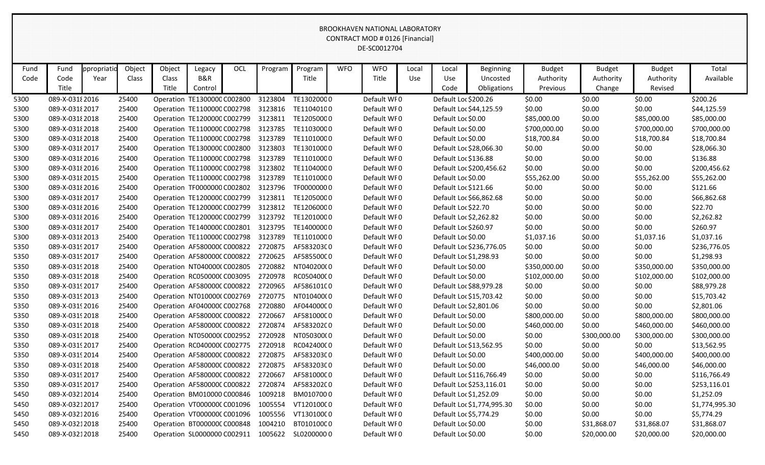BROOKHAVEN NATIONAL LABORATORY
CONTRACT MOD # 0126 [Financial]
DE-SC0012704

| Fund Code | Fund Code Title | ppropriatio Year | Object Class | Object Class Title | Legacy B&R Control | OCL | Program | Program Title | WFO | WFO Title | Local Use | Local Use Code | Beginning Uncosted Obligations | Budget Authority Previous | Budget Authority Change | Budget Authority Revised | Total Available |
|---|---|---|---|---|---|---|---|---|---|---|---|---|---|---|---|---|---|
| 5300 | 089-X-0318 | 2016 | 25400 | Operation | TE1300000 | C002800 | 3123804 | TE1302000 | 0 | Default WF | 0 | Default Loc | $200.26 | $0.00 | $0.00 | $0.00 | $200.26 |
| 5300 | 089-X-0318 | 2017 | 25400 | Operation | TE1100000 | C002798 | 3123816 | TE1104010 | 0 | Default WF | 0 | Default Loc | $44,125.59 | $0.00 | $0.00 | $0.00 | $44,125.59 |
| 5300 | 089-X-0318 | 2018 | 25400 | Operation | TE1200000 | C002799 | 3123811 | TE1205000 | 0 | Default WF | 0 | Default Loc | $0.00 | $85,000.00 | $0.00 | $85,000.00 | $85,000.00 |
| 5300 | 089-X-0318 | 2018 | 25400 | Operation | TE1100000 | C002798 | 3123785 | TE1103000 | 0 | Default WF | 0 | Default Loc | $0.00 | $700,000.00 | $0.00 | $700,000.00 | $700,000.00 |
| 5300 | 089-X-0318 | 2018 | 25400 | Operation | TE1100000 | C002798 | 3123789 | TE1101000 | 0 | Default WF | 0 | Default Loc | $0.00 | $18,700.84 | $0.00 | $18,700.84 | $18,700.84 |
| 5300 | 089-X-0318 | 2017 | 25400 | Operation | TE1300000 | C002800 | 3123803 | TE1301000 | 0 | Default WF | 0 | Default Loc | $28,066.30 | $0.00 | $0.00 | $0.00 | $28,066.30 |
| 5300 | 089-X-0318 | 2016 | 25400 | Operation | TE1100000 | C002798 | 3123789 | TE1101000 | 0 | Default WF | 0 | Default Loc | $136.88 | $0.00 | $0.00 | $0.00 | $136.88 |
| 5300 | 089-X-0318 | 2016 | 25400 | Operation | TE1100000 | C002798 | 3123802 | TE1104000 | 0 | Default WF | 0 | Default Loc | $200,456.62 | $0.00 | $0.00 | $0.00 | $200,456.62 |
| 5300 | 089-X-0318 | 2015 | 25400 | Operation | TE1100000 | C002798 | 3123789 | TE1101000 | 0 | Default WF | 0 | Default Loc | $0.00 | $55,262.00 | $0.00 | $55,262.00 | $55,262.00 |
| 5300 | 089-X-0318 | 2016 | 25400 | Operation | TF0000000 | C002802 | 3123796 | TF0000000 | 0 | Default WF | 0 | Default Loc | $121.66 | $0.00 | $0.00 | $0.00 | $121.66 |
| 5300 | 089-X-0318 | 2017 | 25400 | Operation | TE1200000 | C002799 | 3123811 | TE1205000 | 0 | Default WF | 0 | Default Loc | $66,862.68 | $0.00 | $0.00 | $0.00 | $66,862.68 |
| 5300 | 089-X-0318 | 2016 | 25400 | Operation | TE1200000 | C002799 | 3123812 | TE1206000 | 0 | Default WF | 0 | Default Loc | $22.70 | $0.00 | $0.00 | $0.00 | $22.70 |
| 5300 | 089-X-0318 | 2016 | 25400 | Operation | TE1200000 | C002799 | 3123792 | TE1201000 | 0 | Default WF | 0 | Default Loc | $2,262.82 | $0.00 | $0.00 | $0.00 | $2,262.82 |
| 5300 | 089-X-0318 | 2017 | 25400 | Operation | TE1400000 | C002801 | 3123795 | TE1400000 | 0 | Default WF | 0 | Default Loc | $260.97 | $0.00 | $0.00 | $0.00 | $260.97 |
| 5300 | 089-X-0318 | 2013 | 25400 | Operation | TE1100000 | C002798 | 3123789 | TE1101000 | 0 | Default WF | 0 | Default Loc | $0.00 | $1,037.16 | $0.00 | $1,037.16 | $1,037.16 |
| 5350 | 089-X-0319 | 2017 | 25400 | Operation | AF5800000 | C000822 | 2720875 | AF583203C | 0 | Default WF | 0 | Default Loc | $236,776.05 | $0.00 | $0.00 | $0.00 | $236,776.05 |
| 5350 | 089-X-0319 | 2017 | 25400 | Operation | AF5800000 | C000822 | 2720625 | AF585500C | 0 | Default WF | 0 | Default Loc | $1,298.93 | $0.00 | $0.00 | $0.00 | $1,298.93 |
| 5350 | 089-X-0319 | 2018 | 25400 | Operation | NT040000C | C002805 | 2720882 | NT040200C | 0 | Default WF | 0 | Default Loc | $0.00 | $350,000.00 | $0.00 | $350,000.00 | $350,000.00 |
| 5350 | 089-X-0319 | 2018 | 25400 | Operation | RC050000C | C003095 | 2720978 | RC050400C | 0 | Default WF | 0 | Default Loc | $0.00 | $102,000.00 | $0.00 | $102,000.00 | $102,000.00 |
| 5350 | 089-X-0319 | 2017 | 25400 | Operation | AF5800000 | C000822 | 2720965 | AF586101C | 0 | Default WF | 0 | Default Loc | $88,979.28 | $0.00 | $0.00 | $0.00 | $88,979.28 |
| 5350 | 089-X-0319 | 2013 | 25400 | Operation | NT010000C | C002769 | 2720775 | NT010400C | 0 | Default WF | 0 | Default Loc | $15,703.42 | $0.00 | $0.00 | $0.00 | $15,703.42 |
| 5350 | 089-X-0319 | 2016 | 25400 | Operation | AF040000C | C002768 | 2720880 | AF044000C | 0 | Default WF | 0 | Default Loc | $2,801.06 | $0.00 | $0.00 | $0.00 | $2,801.06 |
| 5350 | 089-X-0319 | 2018 | 25400 | Operation | AF5800000 | C000822 | 2720667 | AF581000C | 0 | Default WF | 0 | Default Loc | $0.00 | $800,000.00 | $0.00 | $800,000.00 | $800,000.00 |
| 5350 | 089-X-0319 | 2018 | 25400 | Operation | AF5800000 | C000822 | 2720874 | AF583202C | 0 | Default WF | 0 | Default Loc | $0.00 | $460,000.00 | $0.00 | $460,000.00 | $460,000.00 |
| 5350 | 089-X-0319 | 2018 | 25400 | Operation | NT050000C | C002952 | 2720928 | NT050300C | 0 | Default WF | 0 | Default Loc | $0.00 | $0.00 | $300,000.00 | $300,000.00 | $300,000.00 |
| 5350 | 089-X-0319 | 2017 | 25400 | Operation | RC040000C | C002775 | 2720918 | RC042400C | 0 | Default WF | 0 | Default Loc | $13,562.95 | $0.00 | $0.00 | $0.00 | $13,562.95 |
| 5350 | 089-X-0319 | 2014 | 25400 | Operation | AF5800000 | C000822 | 2720875 | AF583203C | 0 | Default WF | 0 | Default Loc | $0.00 | $400,000.00 | $0.00 | $400,000.00 | $400,000.00 |
| 5350 | 089-X-0319 | 2018 | 25400 | Operation | AF5800000 | C000822 | 2720875 | AF583203C | 0 | Default WF | 0 | Default Loc | $0.00 | $46,000.00 | $0.00 | $46,000.00 | $46,000.00 |
| 5350 | 089-X-0319 | 2017 | 25400 | Operation | AF5800000 | C000822 | 2720667 | AF581000C | 0 | Default WF | 0 | Default Loc | $116,766.49 | $0.00 | $0.00 | $0.00 | $116,766.49 |
| 5350 | 089-X-0319 | 2017 | 25400 | Operation | AF5800000 | C000822 | 2720874 | AF583202C | 0 | Default WF | 0 | Default Loc | $253,116.01 | $0.00 | $0.00 | $0.00 | $253,116.01 |
| 5450 | 089-X-0321 | 2014 | 25400 | Operation | BM010000 | C000846 | 1009218 | BM010700 | 0 | Default WF | 0 | Default Loc | $1,252.09 | $0.00 | $0.00 | $0.00 | $1,252.09 |
| 5450 | 089-X-0321 | 2017 | 25400 | Operation | VT000000C | C001096 | 1005554 | VT120100C | 0 | Default WF | 0 | Default Loc | $1,774,995.30 | $0.00 | $0.00 | $0.00 | $1,774,995.30 |
| 5450 | 089-X-0321 | 2016 | 25400 | Operation | VT000000C | C001096 | 1005556 | VT130100C | 0 | Default WF | 0 | Default Loc | $5,774.29 | $0.00 | $0.00 | $0.00 | $5,774.29 |
| 5450 | 089-X-0321 | 2018 | 25400 | Operation | BT000000C | C000848 | 1004210 | BT010100C | 0 | Default WF | 0 | Default Loc | $0.00 | $0.00 | $31,868.07 | $31,868.07 | $31,868.07 |
| 5450 | 089-X-0321 | 2018 | 25400 | Operation | SL0000000 | C002911 | 1005622 | SL0200000 | 0 | Default WF | 0 | Default Loc | $0.00 | $0.00 | $20,000.00 | $20,000.00 | $20,000.00 |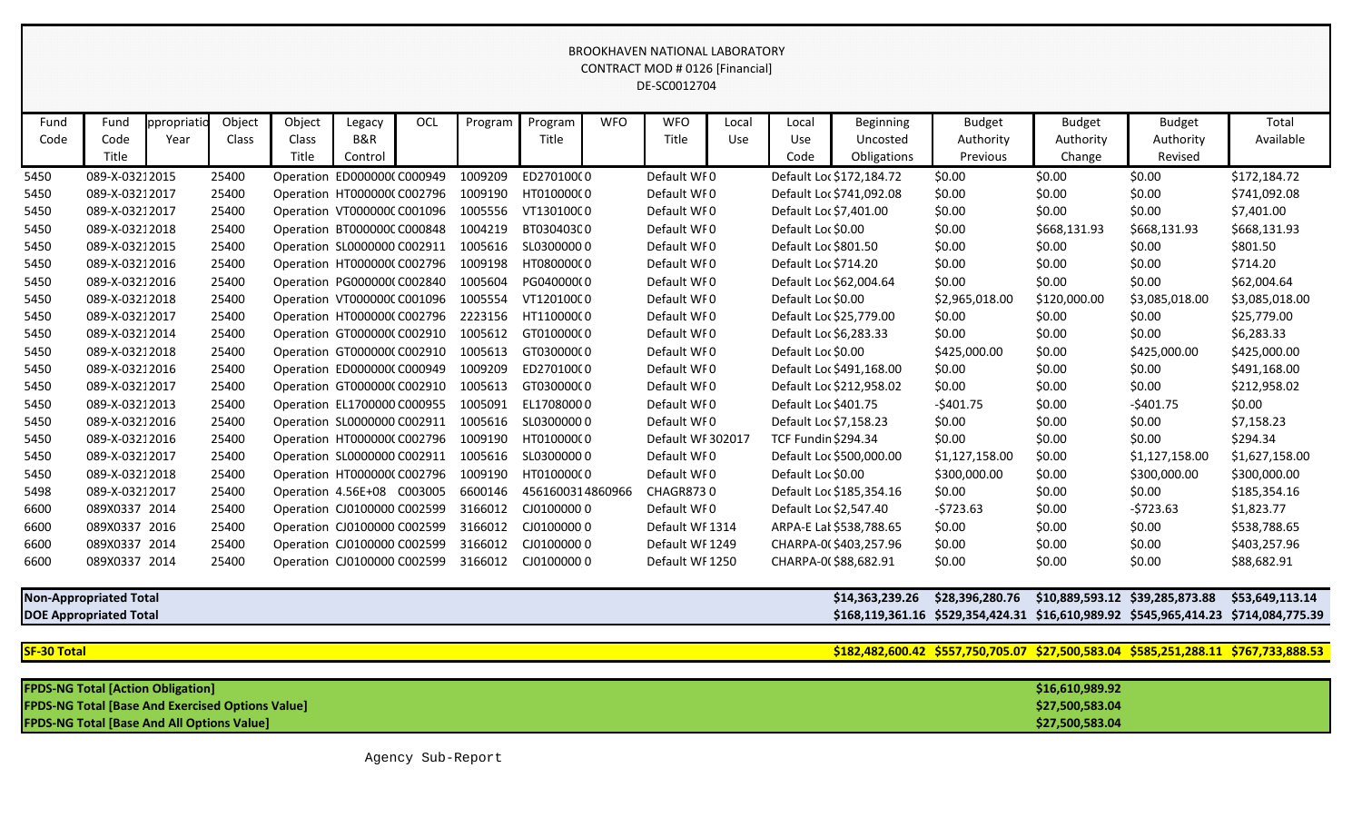BROOKHAVEN NATIONAL LABORATORY
CONTRACT MOD # 0126 [Financial]
DE-SC0012704

| Fund Code | Fund Code Title | ppropriatio Year | Object Class | Object Class Title | Legacy B&R Control | OCL | Program | Program Title | WFO | WFO Title | Local Use | Local Use Code | Beginning Uncosted Obligations | Budget Authority Previous | Budget Authority Change | Budget Authority Revised | Total Available |
|---|---|---|---|---|---|---|---|---|---|---|---|---|---|---|---|---|---|
| 5450 | 089-X-0321 | 2015 | 25400 | Operation | ED000000( | C000949 | 1009209 | ED270100( | 0 | Default WF | 0 | Default Loc | $172,184.72 | $0.00 | $0.00 | $0.00 | $172,184.72 |
| 5450 | 089-X-0321 | 2017 | 25400 | Operation | HT000000( | C002796 | 1009190 | HT010000( | 0 | Default WF | 0 | Default Loc | $741,092.08 | $0.00 | $0.00 | $0.00 | $741,092.08 |
| 5450 | 089-X-0321 | 2017 | 25400 | Operation | VT000000( | C001096 | 1005556 | VT130100( | 0 | Default WF | 0 | Default Loc | $7,401.00 | $0.00 | $0.00 | $0.00 | $7,401.00 |
| 5450 | 089-X-0321 | 2018 | 25400 | Operation | BT000000( | C000848 | 1004219 | BT030403( | 0 | Default WF | 0 | Default Loc | $0.00 | $0.00 | $668,131.93 | $668,131.93 | $668,131.93 |
| 5450 | 089-X-0321 | 2015 | 25400 | Operation | SL0000000 | C002911 | 1005616 | SL0300000 | 0 | Default WF | 0 | Default Loc | $801.50 | $0.00 | $0.00 | $0.00 | $801.50 |
| 5450 | 089-X-0321 | 2016 | 25400 | Operation | HT000000( | C002796 | 1009198 | HT080000( | 0 | Default WF | 0 | Default Loc | $714.20 | $0.00 | $0.00 | $0.00 | $714.20 |
| 5450 | 089-X-0321 | 2016 | 25400 | Operation | PG000000( | C002840 | 1005604 | PG040000( | 0 | Default WF | 0 | Default Loc | $62,004.64 | $0.00 | $0.00 | $0.00 | $62,004.64 |
| 5450 | 089-X-0321 | 2018 | 25400 | Operation | VT000000( | C001096 | 1005554 | VT120100( | 0 | Default WF | 0 | Default Loc | $0.00 | $2,965,018.00 | $120,000.00 | $3,085,018.00 | $3,085,018.00 |
| 5450 | 089-X-0321 | 2017 | 25400 | Operation | HT000000( | C002796 | 2223156 | HT110000( | 0 | Default WF | 0 | Default Loc | $25,779.00 | $0.00 | $0.00 | $0.00 | $25,779.00 |
| 5450 | 089-X-0321 | 2014 | 25400 | Operation | GT000000( | C002910 | 1005612 | GT010000( | 0 | Default WF | 0 | Default Loc | $6,283.33 | $0.00 | $0.00 | $0.00 | $6,283.33 |
| 5450 | 089-X-0321 | 2018 | 25400 | Operation | GT000000( | C002910 | 1005613 | GT030000( | 0 | Default WF | 0 | Default Loc | $0.00 | $425,000.00 | $0.00 | $425,000.00 | $425,000.00 |
| 5450 | 089-X-0321 | 2016 | 25400 | Operation | ED000000( | C000949 | 1009209 | ED270100( | 0 | Default WF | 0 | Default Loc | $491,168.00 | $0.00 | $0.00 | $0.00 | $491,168.00 |
| 5450 | 089-X-0321 | 2017 | 25400 | Operation | GT000000( | C002910 | 1005613 | GT030000( | 0 | Default WF | 0 | Default Loc | $212,958.02 | $0.00 | $0.00 | $0.00 | $212,958.02 |
| 5450 | 089-X-0321 | 2013 | 25400 | Operation | EL1700000 | C000955 | 1005091 | EL1708000 | 0 | Default WF | 0 | Default Loc | $401.75 | -$401.75 | $0.00 | -$401.75 | $0.00 |
| 5450 | 089-X-0321 | 2016 | 25400 | Operation | SL0000000 | C002911 | 1005616 | SL0300000 | 0 | Default WF | 0 | Default Loc | $7,158.23 | $0.00 | $0.00 | $0.00 | $7,158.23 |
| 5450 | 089-X-0321 | 2016 | 25400 | Operation | HT000000( | C002796 | 1009190 | HT010000( | 0 | Default WF | 302017 | TCF Fundin | $294.34 | $0.00 | $0.00 | $0.00 | $294.34 |
| 5450 | 089-X-0321 | 2017 | 25400 | Operation | SL0000000 | C002911 | 1005616 | SL0300000 | 0 | Default WF | 0 | Default Loc | $500,000.00 | $1,127,158.00 | $0.00 | $1,127,158.00 | $1,627,158.00 |
| 5450 | 089-X-0321 | 2018 | 25400 | Operation | HT000000( | C002796 | 1009190 | HT010000( | 0 | Default WF | 0 | Default Loc | $0.00 | $300,000.00 | $0.00 | $300,000.00 | $300,000.00 |
| 5498 | 089-X-0321 | 2017 | 25400 | Operation | 4.56E+08 | C003005 | 6600146 | 4561600314 | 860966 | CHAGR873 | 0 | Default Loc | $185,354.16 | $0.00 | $0.00 | $0.00 | $185,354.16 |
| 6600 | 089X0337 | 2014 | 25400 | Operation | CJ0100000 | C002599 | 3166012 | CJ0100000 | 0 | Default WF | 0 | Default Loc | $2,547.40 | -$723.63 | $0.00 | -$723.63 | $1,823.77 |
| 6600 | 089X0337 | 2016 | 25400 | Operation | CJ0100000 | C002599 | 3166012 | CJ0100000 | 0 | Default WF | 1314 | ARPA-E Lal | $538,788.65 | $0.00 | $0.00 | $0.00 | $538,788.65 |
| 6600 | 089X0337 | 2014 | 25400 | Operation | CJ0100000 | C002599 | 3166012 | CJ0100000 | 0 | Default WF | 1249 | CHARPA-0( | $403,257.96 | $0.00 | $0.00 | $0.00 | $403,257.96 |
| 6600 | 089X0337 | 2014 | 25400 | Operation | CJ0100000 | C002599 | 3166012 | CJ0100000 | 0 | Default WF | 1250 | CHARPA-0( | $88,682.91 | $0.00 | $0.00 | $0.00 | $88,682.91 |
| **Non-Appropriated Total** | | | | | | | | | | | | | **$14,363,239.26** | **$28,396,280.76** | **$10,889,593.12** | **$39,285,873.88** | **$53,649,113.14** |
| **DOE Appropriated Total** | | | | | | | | | | | | | **$168,119,361.16** | **$529,354,424.31** | **$16,610,989.92** | **$545,965,414.23** | **$714,084,775.39** |
| **SF-30 Total** | | | | | | | | | | | | | **$182,482,600.42** | **$557,750,705.07** | **$27,500,583.04** | **$585,251,288.11** | **$767,733,888.53** |

| | |
|---|---|
| **FPDS-NG Total [Action Obligation]** | **$16,610,989.92** |
| **FPDS-NG Total [Base And Exercised Options Value]** | **$27,500,583.04** |
| **FPDS-NG Total [Base And All Options Value]** | **$27,500,583.04** |

Agency Sub-Report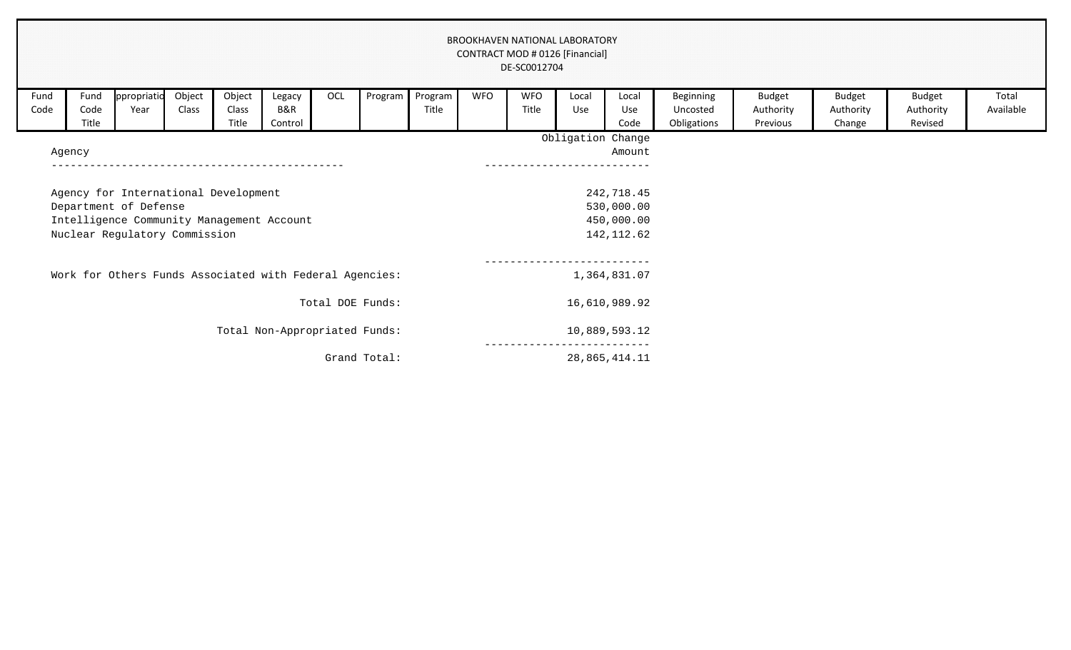BROOKHAVEN NATIONAL LABORATORY
CONTRACT MOD # 0126 [Financial]
DE-SC0012704

| Fund Code | Fund Code Title | ppropriatio Year | Object Class | Object Class Title | Legacy B&R Control | OCL | Program | Program Title | WFO | WFO Title | Local Use | Local Use Code | Beginning Uncosted Obligations | Budget Authority Previous | Budget Authority Change | Budget Authority Revised | Total Available |
|---|---|---|---|---|---|---|---|---|---|---|---|---|---|---|---|---|---|

| Agency | Obligation Change Amount |
|---|---|
| Agency for International Development | 242,718.45 |
| Department of Defense | 530,000.00 |
| Intelligence Community Management Account | 450,000.00 |
| Nuclear Regulatory Commission | 142,112.62 |
| Work for Others Funds Associated with Federal Agencies: | 1,364,831.07 |
| Total DOE Funds: | 16,610,989.92 |
| Total Non-Appropriated Funds: | 10,889,593.12 |
| Grand Total: | 28,865,414.11 |